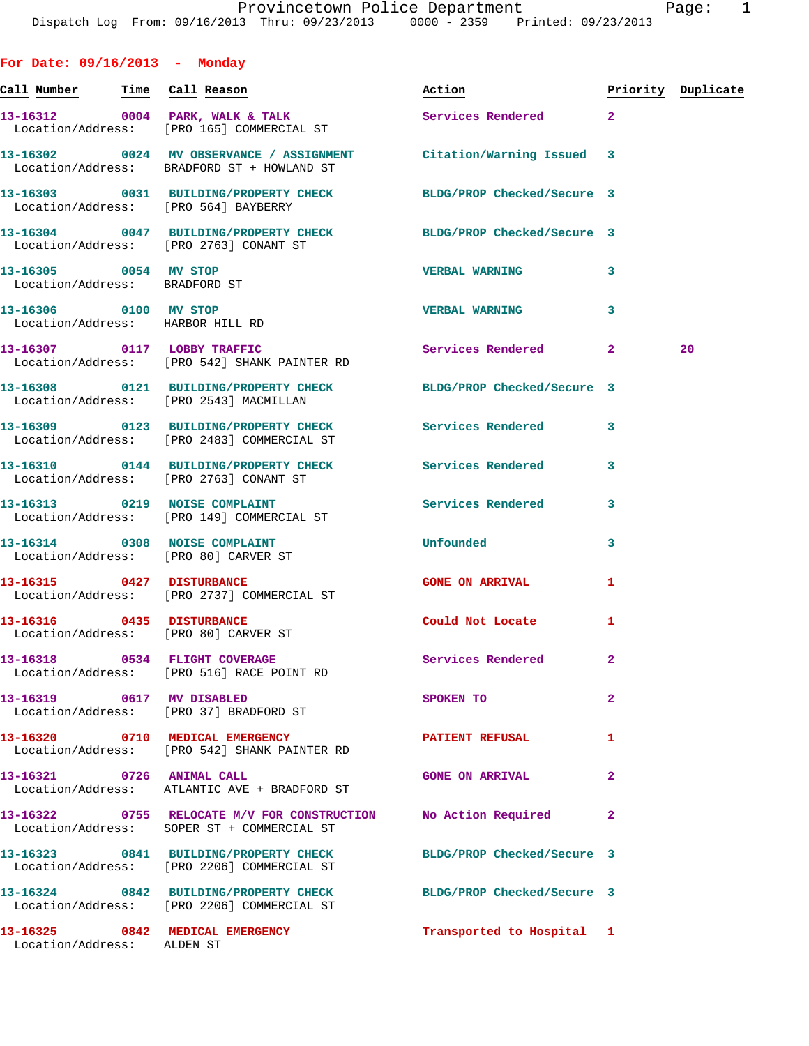## For Date: 09/16/2013 - Monday

| Call Number | Time | Call Reason | Action | Priority | Duplicate |
|---|---|---|---|---|---|
| 13-16312 | 0004 | PARK, WALK & TALK | Services Rendered | 2 | |
| Location/Address: | | [PRO 165] COMMERCIAL ST | | | |
| 13-16302 | 0024 | MV OBSERVANCE / ASSIGNMENT | Citation/Warning Issued | 3 | |
| Location/Address: | | BRADFORD ST + HOWLAND ST | | | |
| 13-16303 | 0031 | BUILDING/PROPERTY CHECK | BLDG/PROP Checked/Secure | 3 | |
| Location/Address: | | [PRO 564] BAYBERRY | | | |
| 13-16304 | 0047 | BUILDING/PROPERTY CHECK | BLDG/PROP Checked/Secure | 3 | |
| Location/Address: | | [PRO 2763] CONANT ST | | | |
| 13-16305 | 0054 | MV STOP | VERBAL WARNING | 3 | |
| Location/Address: | | BRADFORD ST | | | |
| 13-16306 | 0100 | MV STOP | VERBAL WARNING | 3 | |
| Location/Address: | | HARBOR HILL RD | | | |
| 13-16307 | 0117 | LOBBY TRAFFIC | Services Rendered | 2 | 20 |
| Location/Address: | | [PRO 542] SHANK PAINTER RD | | | |
| 13-16308 | 0121 | BUILDING/PROPERTY CHECK | BLDG/PROP Checked/Secure | 3 | |
| Location/Address: | | [PRO 2543] MACMILLAN | | | |
| 13-16309 | 0123 | BUILDING/PROPERTY CHECK | Services Rendered | 3 | |
| Location/Address: | | [PRO 2483] COMMERCIAL ST | | | |
| 13-16310 | 0144 | BUILDING/PROPERTY CHECK | Services Rendered | 3 | |
| Location/Address: | | [PRO 2763] CONANT ST | | | |
| 13-16313 | 0219 | NOISE COMPLAINT | Services Rendered | 3 | |
| Location/Address: | | [PRO 149] COMMERCIAL ST | | | |
| 13-16314 | 0308 | NOISE COMPLAINT | Unfounded | 3 | |
| Location/Address: | | [PRO 80] CARVER ST | | | |
| 13-16315 | 0427 | DISTURBANCE | GONE ON ARRIVAL | 1 | |
| Location/Address: | | [PRO 2737] COMMERCIAL ST | | | |
| 13-16316 | 0435 | DISTURBANCE | Could Not Locate | 1 | |
| Location/Address: | | [PRO 80] CARVER ST | | | |
| 13-16318 | 0534 | FLIGHT COVERAGE | Services Rendered | 2 | |
| Location/Address: | | [PRO 516] RACE POINT RD | | | |
| 13-16319 | 0617 | MV DISABLED | SPOKEN TO | 2 | |
| Location/Address: | | [PRO 37] BRADFORD ST | | | |
| 13-16320 | 0710 | MEDICAL EMERGENCY | PATIENT REFUSAL | 1 | |
| Location/Address: | | [PRO 542] SHANK PAINTER RD | | | |
| 13-16321 | 0726 | ANIMAL CALL | GONE ON ARRIVAL | 2 | |
| Location/Address: | | ATLANTIC AVE + BRADFORD ST | | | |
| 13-16322 | 0755 | RELOCATE M/V FOR CONSTRUCTION | No Action Required | 2 | |
| Location/Address: | | SOPER ST + COMMERCIAL ST | | | |
| 13-16323 | 0841 | BUILDING/PROPERTY CHECK | BLDG/PROP Checked/Secure | 3 | |
| Location/Address: | | [PRO 2206] COMMERCIAL ST | | | |
| 13-16324 | 0842 | BUILDING/PROPERTY CHECK | BLDG/PROP Checked/Secure | 3 | |
| Location/Address: | | [PRO 2206] COMMERCIAL ST | | | |
| 13-16325 | 0842 | MEDICAL EMERGENCY | Transported to Hospital | 1 | |
| Location/Address: | | ALDEN ST | | | |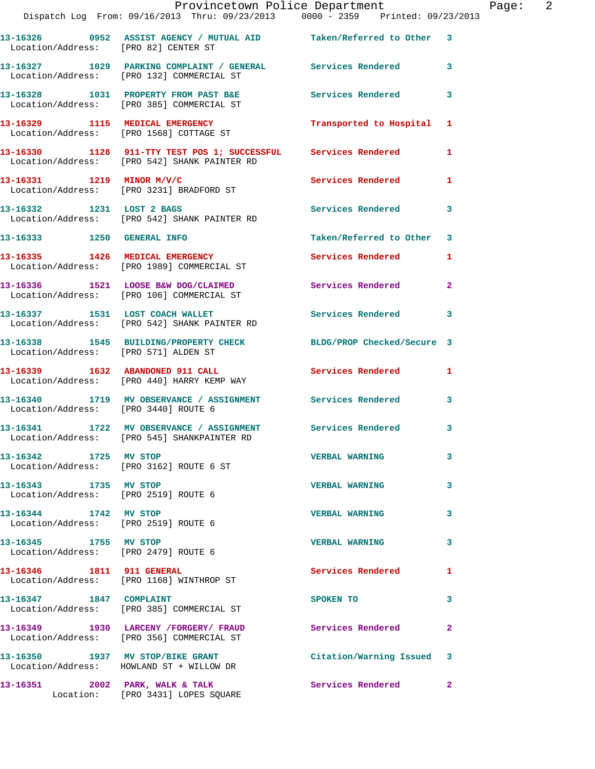13-16326 0952 ASSIST AGENCY / MUTUAL AID Taken/Referred to Other 3
Location/Address: [PRO 82] CENTER ST

13-16327 1029 PARKING COMPLAINT / GENERAL Services Rendered 3
Location/Address: [PRO 132] COMMERCIAL ST

13-16328 1031 PROPERTY FROM PAST B&E Services Rendered 3
Location/Address: [PRO 385] COMMERCIAL ST

13-16329 1115 MEDICAL EMERGENCY Transported to Hospital 1
Location/Address: [PRO 1568] COTTAGE ST

13-16330 1128 911-TTY TEST POS 1; SUCCESSFUL Services Rendered 1
Location/Address: [PRO 542] SHANK PAINTER RD

13-16331 1219 MINOR M/V/C Services Rendered 1
Location/Address: [PRO 3231] BRADFORD ST

13-16332 1231 LOST 2 BAGS Services Rendered 3
Location/Address: [PRO 542] SHANK PAINTER RD

13-16333 1250 GENERAL INFO Taken/Referred to Other 3

13-16335 1426 MEDICAL EMERGENCY Services Rendered 1
Location/Address: [PRO 1989] COMMERCIAL ST

13-16336 1521 LOOSE B&W DOG/CLAIMED Services Rendered 2
Location/Address: [PRO 106] COMMERCIAL ST

13-16337 1531 LOST COACH WALLET Services Rendered 3
Location/Address: [PRO 542] SHANK PAINTER RD

13-16338 1545 BUILDING/PROPERTY CHECK BLDG/PROP Checked/Secure 3
Location/Address: [PRO 571] ALDEN ST

13-16339 1632 ABANDONED 911 CALL Services Rendered 1
Location/Address: [PRO 440] HARRY KEMP WAY

13-16340 1719 MV OBSERVANCE / ASSIGNMENT Services Rendered 3
Location/Address: [PRO 3440] ROUTE 6

13-16341 1722 MV OBSERVANCE / ASSIGNMENT Services Rendered 3
Location/Address: [PRO 545] SHANKPAINTER RD

13-16342 1725 MV STOP VERBAL WARNING 3
Location/Address: [PRO 3162] ROUTE 6 ST

13-16343 1735 MV STOP VERBAL WARNING 3
Location/Address: [PRO 2519] ROUTE 6

13-16344 1742 MV STOP VERBAL WARNING 3
Location/Address: [PRO 2519] ROUTE 6

13-16345 1755 MV STOP VERBAL WARNING 3
Location/Address: [PRO 2479] ROUTE 6

13-16346 1811 911 GENERAL Services Rendered 1
Location/Address: [PRO 1168] WINTHROP ST

13-16347 1847 COMPLAINT SPOKEN TO 3
Location/Address: [PRO 385] COMMERCIAL ST

13-16349 1930 LARCENY /FORGERY/ FRAUD Services Rendered 2
Location/Address: [PRO 356] COMMERCIAL ST

13-16350 1937 MV STOP/BIKE GRANT Citation/Warning Issued 3
Location/Address: HOWLAND ST + WILLOW DR

13-16351 2002 PARK, WALK & TALK Services Rendered 2
Location: [PRO 3431] LOPES SQUARE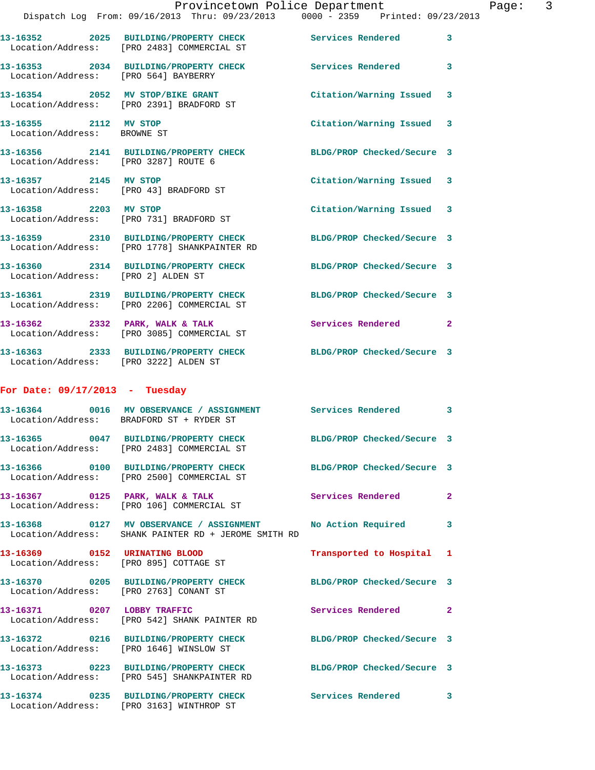13-16352 2025 BUILDING/PROPERTY CHECK Services Rendered 3
Location/Address: [PRO 2483] COMMERCIAL ST

13-16353 2034 BUILDING/PROPERTY CHECK Services Rendered 3
Location/Address: [PRO 564] BAYBERRY

13-16354 2052 MV STOP/BIKE GRANT Citation/Warning Issued 3
Location/Address: [PRO 2391] BRADFORD ST

13-16355 2112 MV STOP Citation/Warning Issued 3
Location/Address: BROWNE ST

13-16356 2141 BUILDING/PROPERTY CHECK BLDG/PROP Checked/Secure 3
Location/Address: [PRO 3287] ROUTE 6

13-16357 2145 MV STOP Citation/Warning Issued 3
Location/Address: [PRO 43] BRADFORD ST

13-16358 2203 MV STOP Citation/Warning Issued 3
Location/Address: [PRO 731] BRADFORD ST

13-16359 2310 BUILDING/PROPERTY CHECK BLDG/PROP Checked/Secure 3
Location/Address: [PRO 1778] SHANKPAINTER RD

13-16360 2314 BUILDING/PROPERTY CHECK BLDG/PROP Checked/Secure 3
Location/Address: [PRO 2] ALDEN ST

13-16361 2319 BUILDING/PROPERTY CHECK BLDG/PROP Checked/Secure 3
Location/Address: [PRO 2206] COMMERCIAL ST

13-16362 2332 PARK, WALK & TALK Services Rendered 2
Location/Address: [PRO 3085] COMMERCIAL ST

13-16363 2333 BUILDING/PROPERTY CHECK BLDG/PROP Checked/Secure 3
Location/Address: [PRO 3222] ALDEN ST

**For Date: 09/17/2013 - Tuesday**

13-16364 0016 MV OBSERVANCE / ASSIGNMENT Services Rendered 3
Location/Address: BRADFORD ST + RYDER ST

13-16365 0047 BUILDING/PROPERTY CHECK BLDG/PROP Checked/Secure 3
Location/Address: [PRO 2483] COMMERCIAL ST

13-16366 0100 BUILDING/PROPERTY CHECK BLDG/PROP Checked/Secure 3
Location/Address: [PRO 2500] COMMERCIAL ST

13-16367 0125 PARK, WALK & TALK Services Rendered 2
Location/Address: [PRO 106] COMMERCIAL ST

13-16368 0127 MV OBSERVANCE / ASSIGNMENT No Action Required 3
Location/Address: SHANK PAINTER RD + JEROME SMITH RD

13-16369 0152 URINATING BLOOD Transported to Hospital 1
Location/Address: [PRO 895] COTTAGE ST

13-16370 0205 BUILDING/PROPERTY CHECK BLDG/PROP Checked/Secure 3
Location/Address: [PRO 2763] CONANT ST

13-16371 0207 LOBBY TRAFFIC Services Rendered 2
Location/Address: [PRO 542] SHANK PAINTER RD

13-16372 0216 BUILDING/PROPERTY CHECK BLDG/PROP Checked/Secure 3
Location/Address: [PRO 1646] WINSLOW ST

13-16373 0223 BUILDING/PROPERTY CHECK BLDG/PROP Checked/Secure 3
Location/Address: [PRO 545] SHANKPAINTER RD

13-16374 0235 BUILDING/PROPERTY CHECK Services Rendered 3
Location/Address: [PRO 3163] WINTHROP ST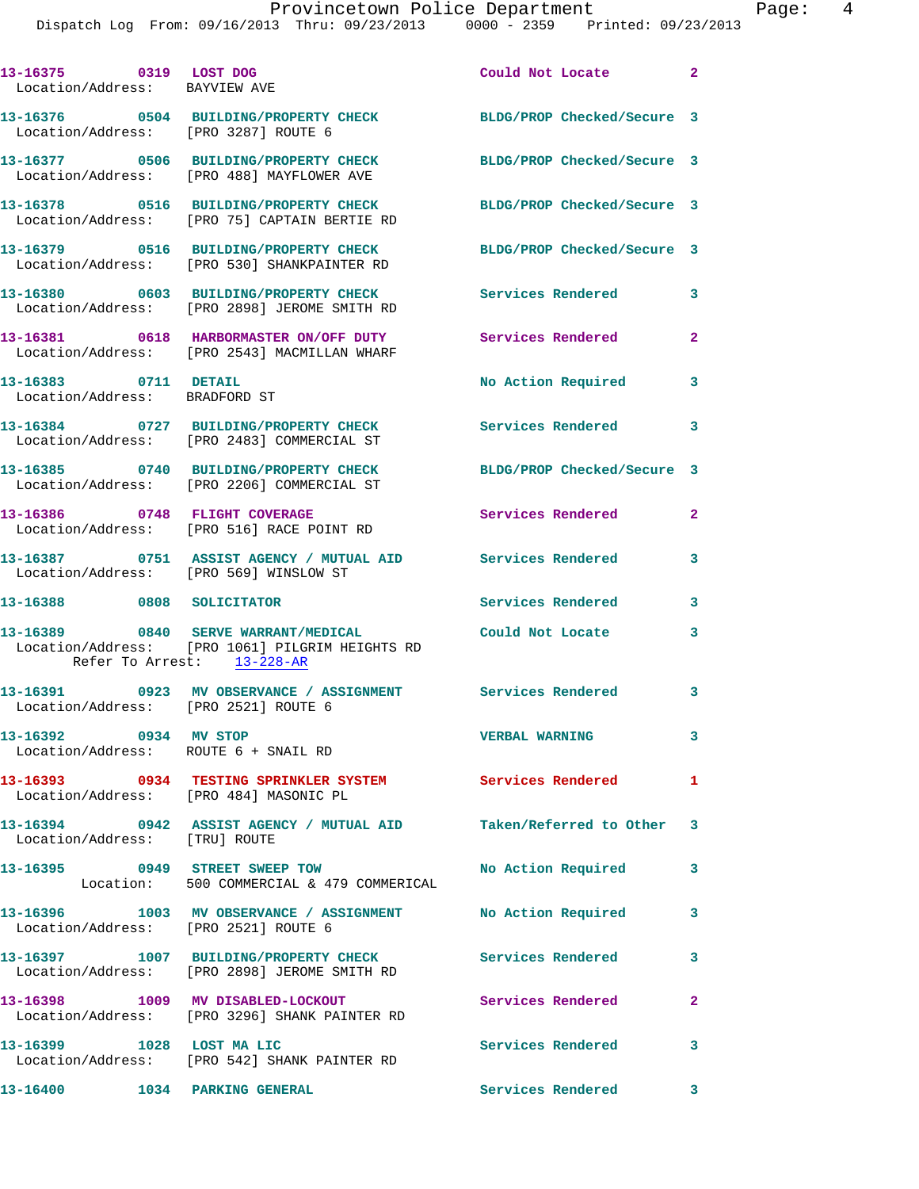13-16375 0319 LOST DOG Could Not Locate 2
Location/Address: BAYVIEW AVE

13-16376 0504 BUILDING/PROPERTY CHECK BLDG/PROP Checked/Secure 3
Location/Address: [PRO 3287] ROUTE 6

13-16377 0506 BUILDING/PROPERTY CHECK BLDG/PROP Checked/Secure 3
Location/Address: [PRO 488] MAYFLOWER AVE

13-16378 0516 BUILDING/PROPERTY CHECK BLDG/PROP Checked/Secure 3
Location/Address: [PRO 75] CAPTAIN BERTIE RD

13-16379 0516 BUILDING/PROPERTY CHECK BLDG/PROP Checked/Secure 3
Location/Address: [PRO 530] SHANKPAINTER RD

13-16380 0603 BUILDING/PROPERTY CHECK Services Rendered 3
Location/Address: [PRO 2898] JEROME SMITH RD

13-16381 0618 HARBORMASTER ON/OFF DUTY Services Rendered 2
Location/Address: [PRO 2543] MACMILLAN WHARF

13-16383 0711 DETAIL No Action Required 3
Location/Address: BRADFORD ST

13-16384 0727 BUILDING/PROPERTY CHECK Services Rendered 3
Location/Address: [PRO 2483] COMMERCIAL ST

13-16385 0740 BUILDING/PROPERTY CHECK BLDG/PROP Checked/Secure 3
Location/Address: [PRO 2206] COMMERCIAL ST

13-16386 0748 FLIGHT COVERAGE Services Rendered 2
Location/Address: [PRO 516] RACE POINT RD

13-16387 0751 ASSIST AGENCY / MUTUAL AID Services Rendered 3
Location/Address: [PRO 569] WINSLOW ST

13-16388 0808 SOLICITATOR Services Rendered 3

13-16389 0840 SERVE WARRANT/MEDICAL Could Not Locate 3
Location/Address: [PRO 1061] PILGRIM HEIGHTS RD
Refer To Arrest: 13-228-AR

13-16391 0923 MV OBSERVANCE / ASSIGNMENT Services Rendered 3
Location/Address: [PRO 2521] ROUTE 6

13-16392 0934 MV STOP VERBAL WARNING 3
Location/Address: ROUTE 6 + SNAIL RD

13-16393 0934 TESTING SPRINKLER SYSTEM Services Rendered 1
Location/Address: [PRO 484] MASONIC PL

13-16394 0942 ASSIST AGENCY / MUTUAL AID Taken/Referred to Other 3
Location/Address: [TRU] ROUTE

13-16395 0949 STREET SWEEP TOW No Action Required 3
Location: 500 COMMERCIAL & 479 COMMERICAL

13-16396 1003 MV OBSERVANCE / ASSIGNMENT No Action Required 3
Location/Address: [PRO 2521] ROUTE 6

13-16397 1007 BUILDING/PROPERTY CHECK Services Rendered 3
Location/Address: [PRO 2898] JEROME SMITH RD

13-16398 1009 MV DISABLED-LOCKOUT Services Rendered 2
Location/Address: [PRO 3296] SHANK PAINTER RD

13-16399 1028 LOST MA LIC Services Rendered 3
Location/Address: [PRO 542] SHANK PAINTER RD

13-16400 1034 PARKING GENERAL Services Rendered 3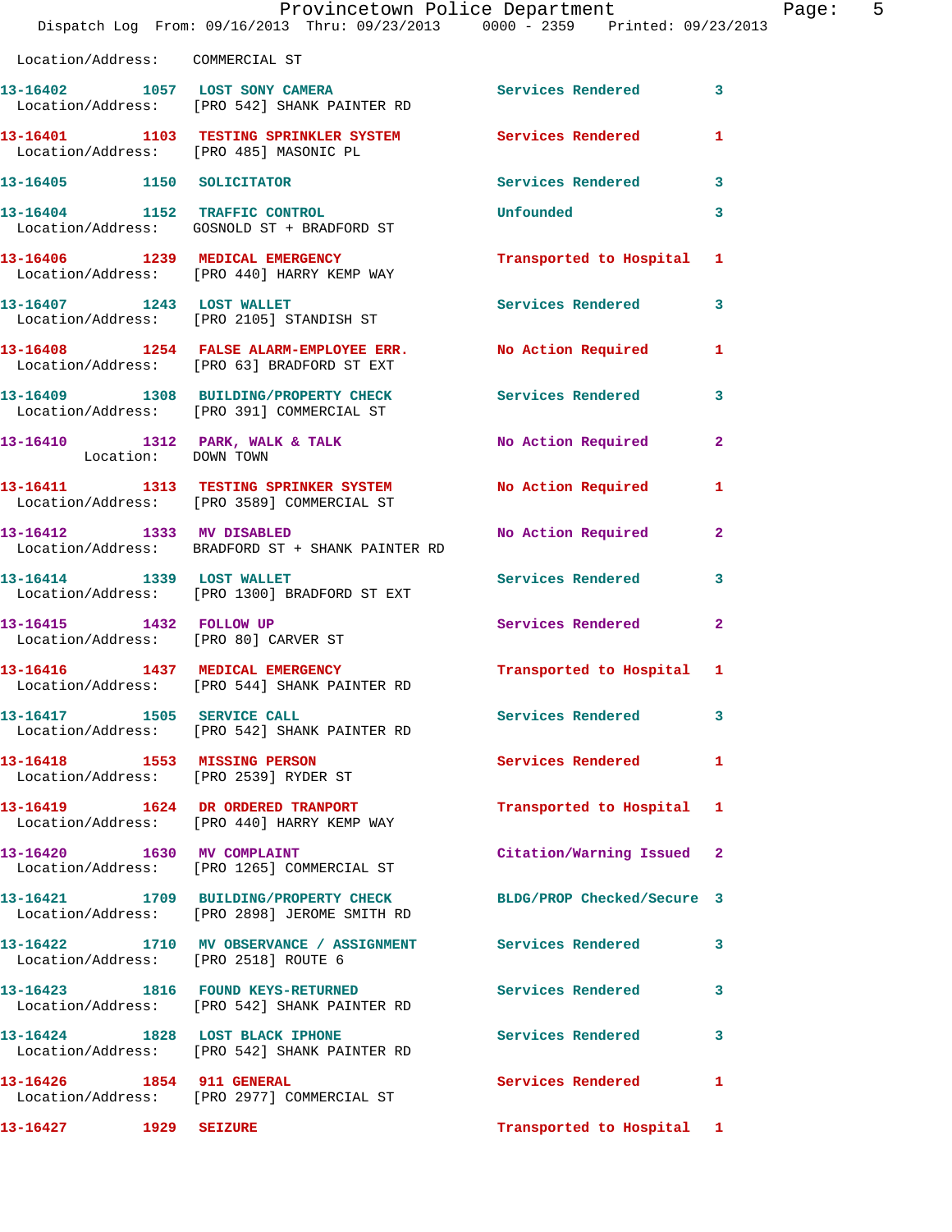Location/Address: COMMERCIAL ST

13-16402 1057 LOST SONY CAMERA Services Rendered 3
Location/Address: [PRO 542] SHANK PAINTER RD

13-16401 1103 TESTING SPRINKLER SYSTEM Services Rendered 1
Location/Address: [PRO 485] MASONIC PL

13-16405 1150 SOLICITATOR Services Rendered 3

13-16404 1152 TRAFFIC CONTROL Unfounded 3
Location/Address: GOSNOLD ST + BRADFORD ST

13-16406 1239 MEDICAL EMERGENCY Transported to Hospital 1
Location/Address: [PRO 440] HARRY KEMP WAY

13-16407 1243 LOST WALLET Services Rendered 3
Location/Address: [PRO 2105] STANDISH ST

13-16408 1254 FALSE ALARM-EMPLOYEE ERR. No Action Required 1
Location/Address: [PRO 63] BRADFORD ST EXT

13-16409 1308 BUILDING/PROPERTY CHECK Services Rendered 3
Location/Address: [PRO 391] COMMERCIAL ST

13-16410 1312 PARK, WALK & TALK No Action Required 2
Location: DOWN TOWN

13-16411 1313 TESTING SPRINKER SYSTEM No Action Required 1
Location/Address: [PRO 3589] COMMERCIAL ST

13-16412 1333 MV DISABLED No Action Required 2
Location/Address: BRADFORD ST + SHANK PAINTER RD

13-16414 1339 LOST WALLET Services Rendered 3
Location/Address: [PRO 1300] BRADFORD ST EXT

13-16415 1432 FOLLOW UP Services Rendered 2
Location/Address: [PRO 80] CARVER ST

13-16416 1437 MEDICAL EMERGENCY Transported to Hospital 1
Location/Address: [PRO 544] SHANK PAINTER RD

13-16417 1505 SERVICE CALL Services Rendered 3
Location/Address: [PRO 542] SHANK PAINTER RD

13-16418 1553 MISSING PERSON Services Rendered 1
Location/Address: [PRO 2539] RYDER ST

13-16419 1624 DR ORDERED TRANPORT Transported to Hospital 1
Location/Address: [PRO 440] HARRY KEMP WAY

13-16420 1630 MV COMPLAINT Citation/Warning Issued 2
Location/Address: [PRO 1265] COMMERCIAL ST

13-16421 1709 BUILDING/PROPERTY CHECK BLDG/PROP Checked/Secure 3
Location/Address: [PRO 2898] JEROME SMITH RD

13-16422 1710 MV OBSERVANCE / ASSIGNMENT Services Rendered 3
Location/Address: [PRO 2518] ROUTE 6

13-16423 1816 FOUND KEYS-RETURNED Services Rendered 3
Location/Address: [PRO 542] SHANK PAINTER RD

13-16424 1828 LOST BLACK IPHONE Services Rendered 3
Location/Address: [PRO 542] SHANK PAINTER RD

13-16426 1854 911 GENERAL Services Rendered 1
Location/Address: [PRO 2977] COMMERCIAL ST

13-16427 1929 SEIZURE Transported to Hospital 1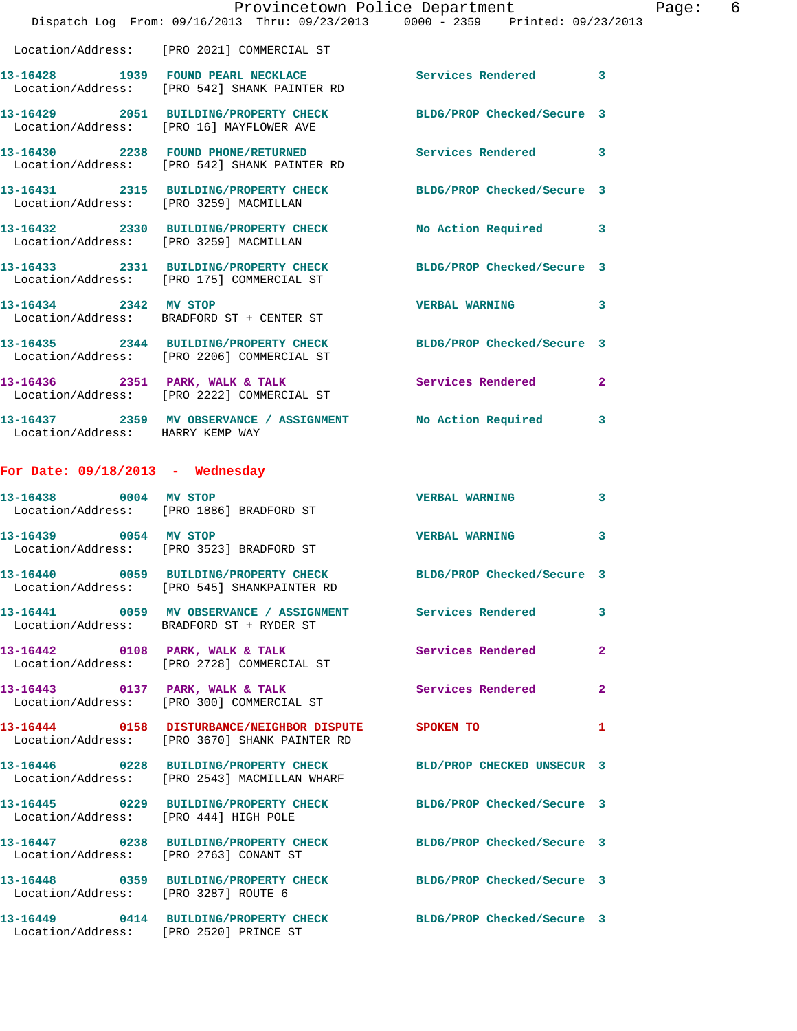Location/Address: [PRO 2021] COMMERCIAL ST

**13-16428** 1939 **FOUND PEARL NECKLACE** Services Rendered 3
Location/Address: [PRO 542] SHANK PAINTER RD

**13-16429** 2051 **BUILDING/PROPERTY CHECK** BLDG/PROP Checked/Secure 3
Location/Address: [PRO 16] MAYFLOWER AVE

**13-16430** 2238 **FOUND PHONE/RETURNED** Services Rendered 3
Location/Address: [PRO 542] SHANK PAINTER RD

**13-16431** 2315 **BUILDING/PROPERTY CHECK** BLDG/PROP Checked/Secure 3
Location/Address: [PRO 3259] MACMILLAN

**13-16432** 2330 **BUILDING/PROPERTY CHECK** No Action Required 3
Location/Address: [PRO 3259] MACMILLAN

**13-16433** 2331 **BUILDING/PROPERTY CHECK** BLDG/PROP Checked/Secure 3
Location/Address: [PRO 175] COMMERCIAL ST

**13-16434** 2342 **MV STOP** VERBAL WARNING 3
Location/Address: BRADFORD ST + CENTER ST

**13-16435** 2344 **BUILDING/PROPERTY CHECK** BLDG/PROP Checked/Secure 3
Location/Address: [PRO 2206] COMMERCIAL ST

**13-16436** 2351 **PARK, WALK & TALK** Services Rendered 2
Location/Address: [PRO 2222] COMMERCIAL ST

**13-16437** 2359 **MV OBSERVANCE / ASSIGNMENT** No Action Required 3
Location/Address: HARRY KEMP WAY

## For Date: 09/18/2013 - Wednesday

**13-16438** 0004 **MV STOP** VERBAL WARNING 3
Location/Address: [PRO 1886] BRADFORD ST

**13-16439** 0054 **MV STOP** VERBAL WARNING 3
Location/Address: [PRO 3523] BRADFORD ST

**13-16440** 0059 **BUILDING/PROPERTY CHECK** BLDG/PROP Checked/Secure 3
Location/Address: [PRO 545] SHANKPAINTER RD

**13-16441** 0059 **MV OBSERVANCE / ASSIGNMENT** Services Rendered 3
Location/Address: BRADFORD ST + RYDER ST

**13-16442** 0108 **PARK, WALK & TALK** Services Rendered 2
Location/Address: [PRO 2728] COMMERCIAL ST

**13-16443** 0137 **PARK, WALK & TALK** Services Rendered 2
Location/Address: [PRO 300] COMMERCIAL ST

**13-16444** 0158 **DISTURBANCE/NEIGHBOR DISPUTE** SPOKEN TO 1
Location/Address: [PRO 3670] SHANK PAINTER RD

**13-16446** 0228 **BUILDING/PROPERTY CHECK** BLD/PROP CHECKED UNSECUR 3
Location/Address: [PRO 2543] MACMILLAN WHARF

**13-16445** 0229 **BUILDING/PROPERTY CHECK** BLDG/PROP Checked/Secure 3
Location/Address: [PRO 444] HIGH POLE

**13-16447** 0238 **BUILDING/PROPERTY CHECK** BLDG/PROP Checked/Secure 3
Location/Address: [PRO 2763] CONANT ST

**13-16448** 0359 **BUILDING/PROPERTY CHECK** BLDG/PROP Checked/Secure 3
Location/Address: [PRO 3287] ROUTE 6

**13-16449** 0414 **BUILDING/PROPERTY CHECK** BLDG/PROP Checked/Secure 3
Location/Address: [PRO 2520] PRINCE ST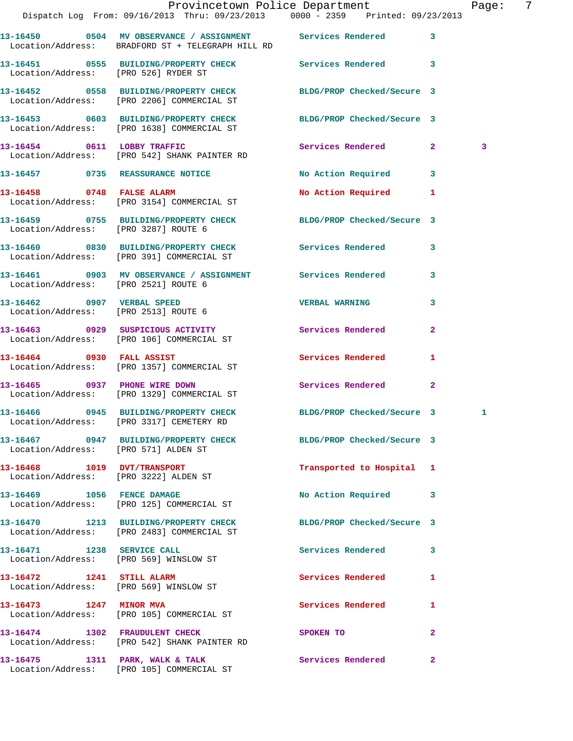13-16450 0504 MV OBSERVANCE / ASSIGNMENT Services Rendered 3
Location/Address: BRADFORD ST + TELEGRAPH HILL RD

13-16451 0555 BUILDING/PROPERTY CHECK Services Rendered 3
Location/Address: [PRO 526] RYDER ST

13-16452 0558 BUILDING/PROPERTY CHECK BLDG/PROP Checked/Secure 3
Location/Address: [PRO 2206] COMMERCIAL ST

13-16453 0603 BUILDING/PROPERTY CHECK BLDG/PROP Checked/Secure 3
Location/Address: [PRO 1638] COMMERCIAL ST

13-16454 0611 LOBBY TRAFFIC Services Rendered 2 3
Location/Address: [PRO 542] SHANK PAINTER RD

13-16457 0735 REASSURANCE NOTICE No Action Required 3

13-16458 0748 FALSE ALARM No Action Required 1
Location/Address: [PRO 3154] COMMERCIAL ST

13-16459 0755 BUILDING/PROPERTY CHECK BLDG/PROP Checked/Secure 3
Location/Address: [PRO 3287] ROUTE 6

13-16460 0830 BUILDING/PROPERTY CHECK Services Rendered 3
Location/Address: [PRO 391] COMMERCIAL ST

13-16461 0903 MV OBSERVANCE / ASSIGNMENT Services Rendered 3
Location/Address: [PRO 2521] ROUTE 6

13-16462 0907 VERBAL SPEED VERBAL WARNING 3
Location/Address: [PRO 2513] ROUTE 6

13-16463 0929 SUSPICIOUS ACTIVITY Services Rendered 2
Location/Address: [PRO 106] COMMERCIAL ST

13-16464 0930 FALL ASSIST Services Rendered 1
Location/Address: [PRO 1357] COMMERCIAL ST

13-16465 0937 PHONE WIRE DOWN Services Rendered 2
Location/Address: [PRO 1329] COMMERCIAL ST

13-16466 0945 BUILDING/PROPERTY CHECK BLDG/PROP Checked/Secure 3 1
Location/Address: [PRO 3317] CEMETERY RD

13-16467 0947 BUILDING/PROPERTY CHECK BLDG/PROP Checked/Secure 3
Location/Address: [PRO 571] ALDEN ST

13-16468 1019 DVT/TRANSPORT Transported to Hospital 1
Location/Address: [PRO 3222] ALDEN ST

13-16469 1056 FENCE DAMAGE No Action Required 3
Location/Address: [PRO 125] COMMERCIAL ST

13-16470 1213 BUILDING/PROPERTY CHECK BLDG/PROP Checked/Secure 3
Location/Address: [PRO 2483] COMMERCIAL ST

13-16471 1238 SERVICE CALL Services Rendered 3
Location/Address: [PRO 569] WINSLOW ST

13-16472 1241 STILL ALARM Services Rendered 1
Location/Address: [PRO 569] WINSLOW ST

13-16473 1247 MINOR MVA Services Rendered 1
Location/Address: [PRO 105] COMMERCIAL ST

13-16474 1302 FRAUDULENT CHECK SPOKEN TO 2
Location/Address: [PRO 542] SHANK PAINTER RD

13-16475 1311 PARK, WALK & TALK Services Rendered 2
Location/Address: [PRO 105] COMMERCIAL ST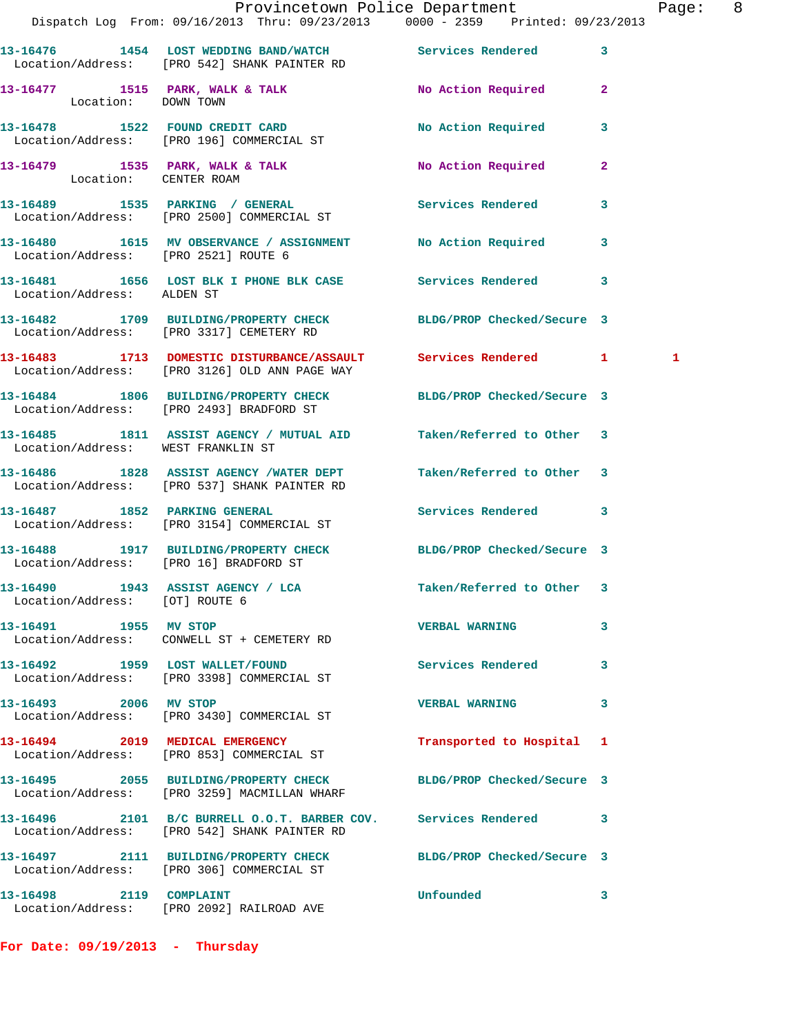13-16476 1454 LOST WEDDING BAND/WATCH Services Rendered 3
Location/Address: [PRO 542] SHANK PAINTER RD

13-16477 1515 PARK, WALK & TALK No Action Required 2
Location: DOWN TOWN

13-16478 1522 FOUND CREDIT CARD No Action Required 3
Location/Address: [PRO 196] COMMERCIAL ST

13-16479 1535 PARK, WALK & TALK No Action Required 2
Location: CENTER ROAM

13-16489 1535 PARKING / GENERAL Services Rendered 3
Location/Address: [PRO 2500] COMMERCIAL ST

13-16480 1615 MV OBSERVANCE / ASSIGNMENT No Action Required 3
Location/Address: [PRO 2521] ROUTE 6

13-16481 1656 LOST BLK I PHONE BLK CASE Services Rendered 3
Location/Address: ALDEN ST

13-16482 1709 BUILDING/PROPERTY CHECK BLDG/PROP Checked/Secure 3
Location/Address: [PRO 3317] CEMETERY RD

13-16483 1713 DOMESTIC DISTURBANCE/ASSAULT Services Rendered 1 1
Location/Address: [PRO 3126] OLD ANN PAGE WAY

13-16484 1806 BUILDING/PROPERTY CHECK BLDG/PROP Checked/Secure 3
Location/Address: [PRO 2493] BRADFORD ST

13-16485 1811 ASSIST AGENCY / MUTUAL AID Taken/Referred to Other 3
Location/Address: WEST FRANKLIN ST

13-16486 1828 ASSIST AGENCY /WATER DEPT Taken/Referred to Other 3
Location/Address: [PRO 537] SHANK PAINTER RD

13-16487 1852 PARKING GENERAL Services Rendered 3
Location/Address: [PRO 3154] COMMERCIAL ST

13-16488 1917 BUILDING/PROPERTY CHECK BLDG/PROP Checked/Secure 3
Location/Address: [PRO 16] BRADFORD ST

13-16490 1943 ASSIST AGENCY / LCA Taken/Referred to Other 3
Location/Address: [OT] ROUTE 6

13-16491 1955 MV STOP VERBAL WARNING 3
Location/Address: CONWELL ST + CEMETERY RD

13-16492 1959 LOST WALLET/FOUND Services Rendered 3
Location/Address: [PRO 3398] COMMERCIAL ST

13-16493 2006 MV STOP VERBAL WARNING 3
Location/Address: [PRO 3430] COMMERCIAL ST

13-16494 2019 MEDICAL EMERGENCY Transported to Hospital 1
Location/Address: [PRO 853] COMMERCIAL ST

13-16495 2055 BUILDING/PROPERTY CHECK BLDG/PROP Checked/Secure 3
Location/Address: [PRO 3259] MACMILLAN WHARF

13-16496 2101 B/C BURRELL O.O.T. BARBER COV. Services Rendered 3
Location/Address: [PRO 542] SHANK PAINTER RD

13-16497 2111 BUILDING/PROPERTY CHECK BLDG/PROP Checked/Secure 3
Location/Address: [PRO 306] COMMERCIAL ST

13-16498 2119 COMPLAINT Unfounded 3
Location/Address: [PRO 2092] RAILROAD AVE

**For Date: 09/19/2013 - Thursday**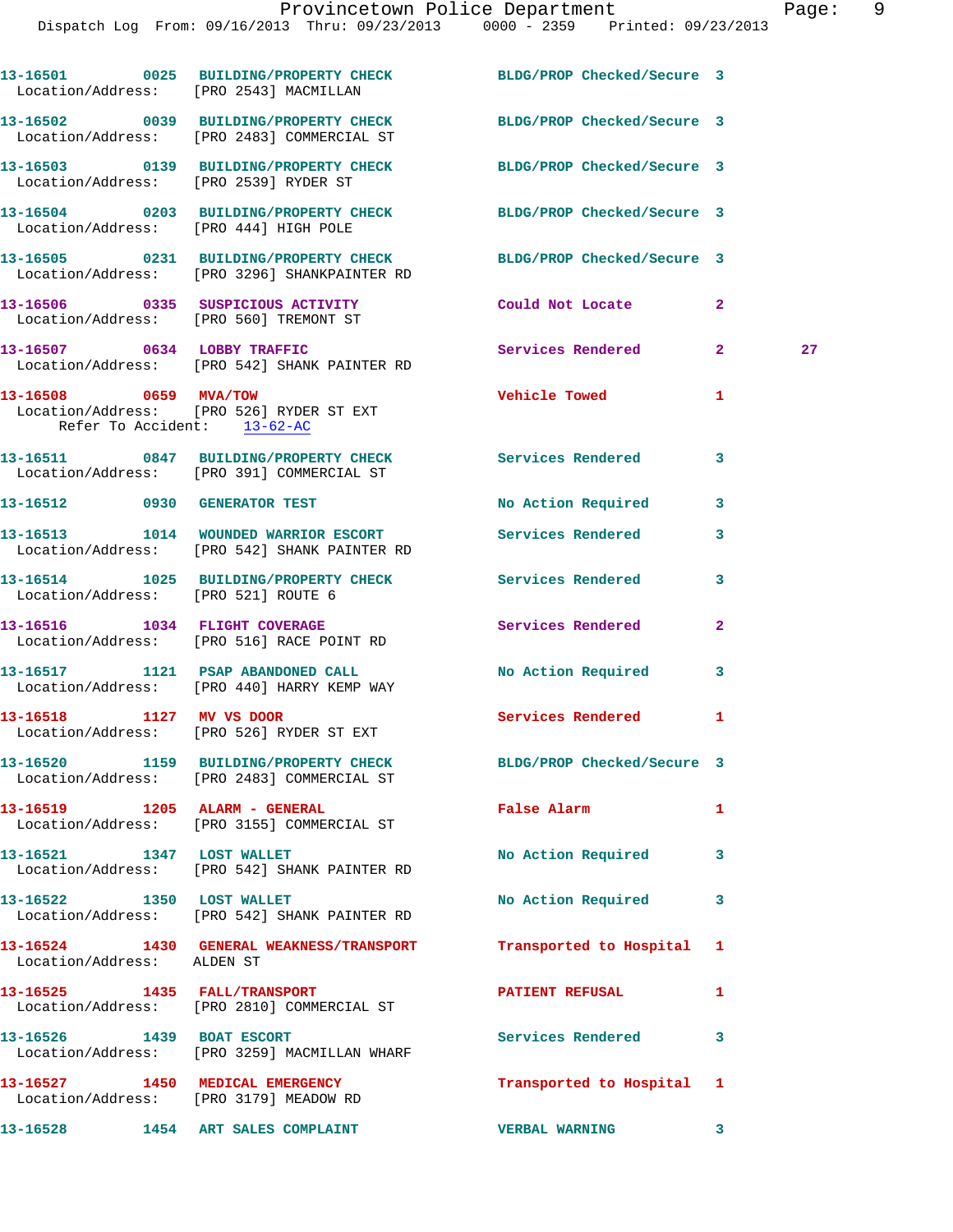13-16501 0025 BUILDING/PROPERTY CHECK BLDG/PROP Checked/Secure 3
Location/Address: [PRO 2543] MACMILLAN

13-16502 0039 BUILDING/PROPERTY CHECK BLDG/PROP Checked/Secure 3
Location/Address: [PRO 2483] COMMERCIAL ST

13-16503 0139 BUILDING/PROPERTY CHECK BLDG/PROP Checked/Secure 3
Location/Address: [PRO 2539] RYDER ST

13-16504 0203 BUILDING/PROPERTY CHECK BLDG/PROP Checked/Secure 3
Location/Address: [PRO 444] HIGH POLE

13-16505 0231 BUILDING/PROPERTY CHECK BLDG/PROP Checked/Secure 3
Location/Address: [PRO 3296] SHANKPAINTER RD

13-16506 0335 SUSPICIOUS ACTIVITY Could Not Locate 2
Location/Address: [PRO 560] TREMONT ST

13-16507 0634 LOBBY TRAFFIC Services Rendered 2 27
Location/Address: [PRO 542] SHANK PAINTER RD

13-16508 0659 MVA/TOW Vehicle Towed 1
Location/Address: [PRO 526] RYDER ST EXT
Refer To Accident: 13-62-AC

13-16511 0847 BUILDING/PROPERTY CHECK Services Rendered 3
Location/Address: [PRO 391] COMMERCIAL ST

13-16512 0930 GENERATOR TEST No Action Required 3

13-16513 1014 WOUNDED WARRIOR ESCORT Services Rendered 3
Location/Address: [PRO 542] SHANK PAINTER RD

13-16514 1025 BUILDING/PROPERTY CHECK Services Rendered 3
Location/Address: [PRO 521] ROUTE 6

13-16516 1034 FLIGHT COVERAGE Services Rendered 2
Location/Address: [PRO 516] RACE POINT RD

13-16517 1121 PSAP ABANDONED CALL No Action Required 3
Location/Address: [PRO 440] HARRY KEMP WAY

13-16518 1127 MV VS DOOR Services Rendered 1
Location/Address: [PRO 526] RYDER ST EXT

13-16520 1159 BUILDING/PROPERTY CHECK BLDG/PROP Checked/Secure 3
Location/Address: [PRO 2483] COMMERCIAL ST

13-16519 1205 ALARM - GENERAL False Alarm 1
Location/Address: [PRO 3155] COMMERCIAL ST

13-16521 1347 LOST WALLET No Action Required 3
Location/Address: [PRO 542] SHANK PAINTER RD

13-16522 1350 LOST WALLET No Action Required 3
Location/Address: [PRO 542] SHANK PAINTER RD

13-16524 1430 GENERAL WEAKNESS/TRANSPORT Transported to Hospital 1
Location/Address: ALDEN ST

13-16525 1435 FALL/TRANSPORT PATIENT REFUSAL 1
Location/Address: [PRO 2810] COMMERCIAL ST

13-16526 1439 BOAT ESCORT Services Rendered 3
Location/Address: [PRO 3259] MACMILLAN WHARF

13-16527 1450 MEDICAL EMERGENCY Transported to Hospital 1
Location/Address: [PRO 3179] MEADOW RD

13-16528 1454 ART SALES COMPLAINT VERBAL WARNING 3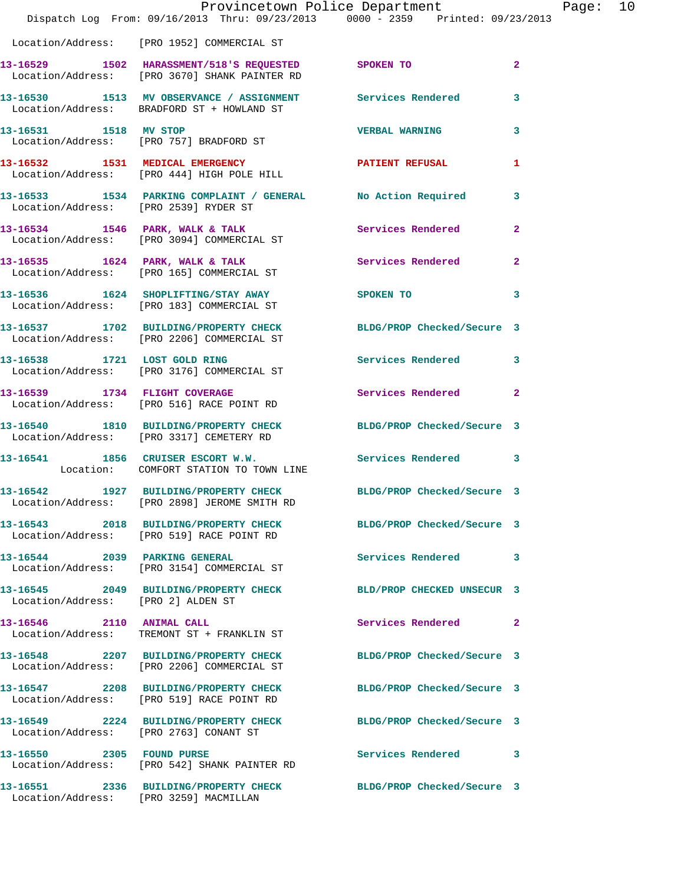Location/Address: [PRO 1952] COMMERCIAL ST

| | | | | |
|---|---|---|---|---|
| 13-16529 | 1502 | HARASSMENT/518'S REQUESTED | SPOKEN TO | 2 |
| Location/Address: | [PRO 3670] SHANK PAINTER RD | | | |
| 13-16530 | 1513 | MV OBSERVANCE / ASSIGNMENT | Services Rendered | 3 |
| Location/Address: | BRADFORD ST + HOWLAND ST | | | |
| 13-16531 | 1518 | MV STOP | VERBAL WARNING | 3 |
| Location/Address: | [PRO 757] BRADFORD ST | | | |
| 13-16532 | 1531 | MEDICAL EMERGENCY | PATIENT REFUSAL | 1 |
| Location/Address: | [PRO 444] HIGH POLE HILL | | | |
| 13-16533 | 1534 | PARKING COMPLAINT / GENERAL | No Action Required | 3 |
| Location/Address: | [PRO 2539] RYDER ST | | | |
| 13-16534 | 1546 | PARK, WALK & TALK | Services Rendered | 2 |
| Location/Address: | [PRO 3094] COMMERCIAL ST | | | |
| 13-16535 | 1624 | PARK, WALK & TALK | Services Rendered | 2 |
| Location/Address: | [PRO 165] COMMERCIAL ST | | | |
| 13-16536 | 1624 | SHOPLIFTING/STAY AWAY | SPOKEN TO | 3 |
| Location/Address: | [PRO 183] COMMERCIAL ST | | | |
| 13-16537 | 1702 | BUILDING/PROPERTY CHECK | BLDG/PROP Checked/Secure | 3 |
| Location/Address: | [PRO 2206] COMMERCIAL ST | | | |
| 13-16538 | 1721 | LOST GOLD RING | Services Rendered | 3 |
| Location/Address: | [PRO 3176] COMMERCIAL ST | | | |
| 13-16539 | 1734 | FLIGHT COVERAGE | Services Rendered | 2 |
| Location/Address: | [PRO 516] RACE POINT RD | | | |
| 13-16540 | 1810 | BUILDING/PROPERTY CHECK | BLDG/PROP Checked/Secure | 3 |
| Location/Address: | [PRO 3317] CEMETERY RD | | | |
| 13-16541 | 1856 | CRUISER ESCORT W.W. | Services Rendered | 3 |
| Location: | COMFORT STATION TO TOWN LINE | | | |
| 13-16542 | 1927 | BUILDING/PROPERTY CHECK | BLDG/PROP Checked/Secure | 3 |
| Location/Address: | [PRO 2898] JEROME SMITH RD | | | |
| 13-16543 | 2018 | BUILDING/PROPERTY CHECK | BLDG/PROP Checked/Secure | 3 |
| Location/Address: | [PRO 519] RACE POINT RD | | | |
| 13-16544 | 2039 | PARKING GENERAL | Services Rendered | 3 |
| Location/Address: | [PRO 3154] COMMERCIAL ST | | | |
| 13-16545 | 2049 | BUILDING/PROPERTY CHECK | BLD/PROP CHECKED UNSECUR | 3 |
| Location/Address: | [PRO 2] ALDEN ST | | | |
| 13-16546 | 2110 | ANIMAL CALL | Services Rendered | 2 |
| Location/Address: | TREMONT ST + FRANKLIN ST | | | |
| 13-16548 | 2207 | BUILDING/PROPERTY CHECK | BLDG/PROP Checked/Secure | 3 |
| Location/Address: | [PRO 2206] COMMERCIAL ST | | | |
| 13-16547 | 2208 | BUILDING/PROPERTY CHECK | BLDG/PROP Checked/Secure | 3 |
| Location/Address: | [PRO 519] RACE POINT RD | | | |
| 13-16549 | 2224 | BUILDING/PROPERTY CHECK | BLDG/PROP Checked/Secure | 3 |
| Location/Address: | [PRO 2763] CONANT ST | | | |
| 13-16550 | 2305 | FOUND PURSE | Services Rendered | 3 |
| Location/Address: | [PRO 542] SHANK PAINTER RD | | | |
| 13-16551 | 2336 | BUILDING/PROPERTY CHECK | BLDG/PROP Checked/Secure | 3 |
| Location/Address: | [PRO 3259] MACMILLAN | | | |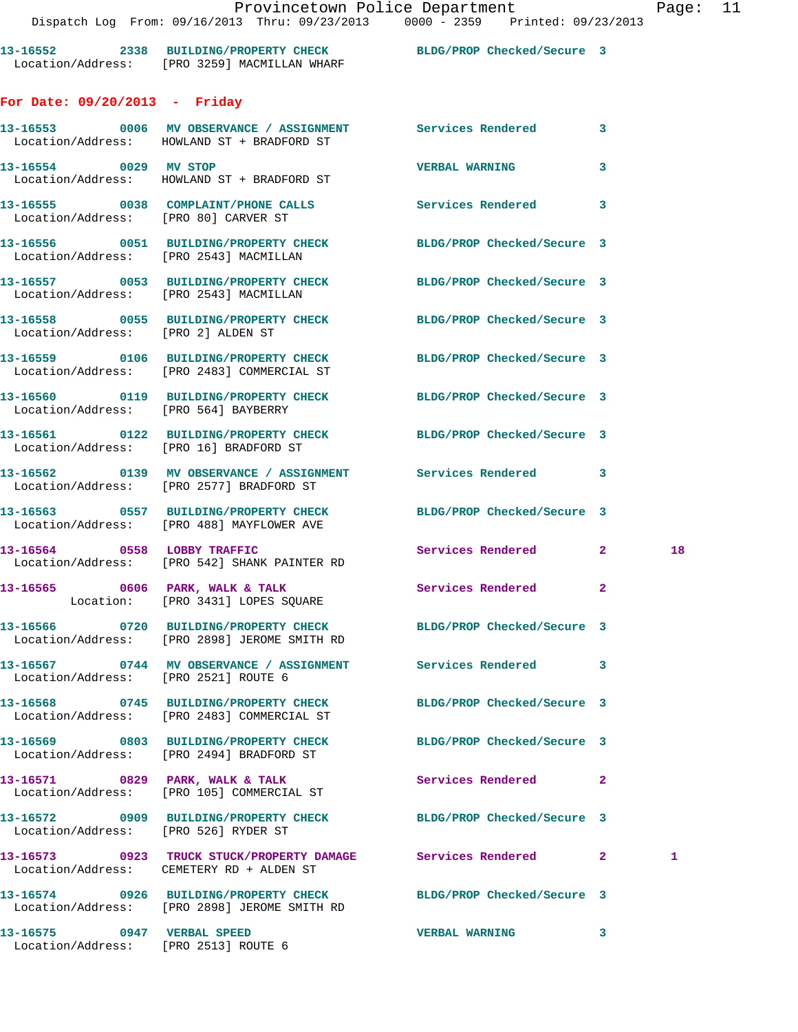13-16552 2338 BUILDING/PROPERTY CHECK BLDG/PROP Checked/Secure 3
Location/Address: [PRO 3259] MACMILLAN WHARF

## For Date: 09/20/2013 - Friday

13-16553 0006 MV OBSERVANCE / ASSIGNMENT Services Rendered 3
Location/Address: HOWLAND ST + BRADFORD ST

13-16554 0029 MV STOP VERBAL WARNING 3
Location/Address: HOWLAND ST + BRADFORD ST

13-16555 0038 COMPLAINT/PHONE CALLS Services Rendered 3
Location/Address: [PRO 80] CARVER ST

13-16556 0051 BUILDING/PROPERTY CHECK BLDG/PROP Checked/Secure 3
Location/Address: [PRO 2543] MACMILLAN

13-16557 0053 BUILDING/PROPERTY CHECK BLDG/PROP Checked/Secure 3
Location/Address: [PRO 2543] MACMILLAN

13-16558 0055 BUILDING/PROPERTY CHECK BLDG/PROP Checked/Secure 3
Location/Address: [PRO 2] ALDEN ST

13-16559 0106 BUILDING/PROPERTY CHECK BLDG/PROP Checked/Secure 3
Location/Address: [PRO 2483] COMMERCIAL ST

13-16560 0119 BUILDING/PROPERTY CHECK BLDG/PROP Checked/Secure 3
Location/Address: [PRO 564] BAYBERRY

13-16561 0122 BUILDING/PROPERTY CHECK BLDG/PROP Checked/Secure 3
Location/Address: [PRO 16] BRADFORD ST

13-16562 0139 MV OBSERVANCE / ASSIGNMENT Services Rendered 3
Location/Address: [PRO 2577] BRADFORD ST

13-16563 0557 BUILDING/PROPERTY CHECK BLDG/PROP Checked/Secure 3
Location/Address: [PRO 488] MAYFLOWER AVE

13-16564 0558 LOBBY TRAFFIC Services Rendered 2 18
Location/Address: [PRO 542] SHANK PAINTER RD

13-16565 0606 PARK, WALK & TALK Services Rendered 2
Location: [PRO 3431] LOPES SQUARE

13-16566 0720 BUILDING/PROPERTY CHECK BLDG/PROP Checked/Secure 3
Location/Address: [PRO 2898] JEROME SMITH RD

13-16567 0744 MV OBSERVANCE / ASSIGNMENT Services Rendered 3
Location/Address: [PRO 2521] ROUTE 6

13-16568 0745 BUILDING/PROPERTY CHECK BLDG/PROP Checked/Secure 3
Location/Address: [PRO 2483] COMMERCIAL ST

13-16569 0803 BUILDING/PROPERTY CHECK BLDG/PROP Checked/Secure 3
Location/Address: [PRO 2494] BRADFORD ST

13-16571 0829 PARK, WALK & TALK Services Rendered 2
Location/Address: [PRO 105] COMMERCIAL ST

13-16572 0909 BUILDING/PROPERTY CHECK BLDG/PROP Checked/Secure 3
Location/Address: [PRO 526] RYDER ST

13-16573 0923 TRUCK STUCK/PROPERTY DAMAGE Services Rendered 2 1
Location/Address: CEMETERY RD + ALDEN ST

13-16574 0926 BUILDING/PROPERTY CHECK BLDG/PROP Checked/Secure 3
Location/Address: [PRO 2898] JEROME SMITH RD

13-16575 0947 VERBAL SPEED VERBAL WARNING 3
Location/Address: [PRO 2513] ROUTE 6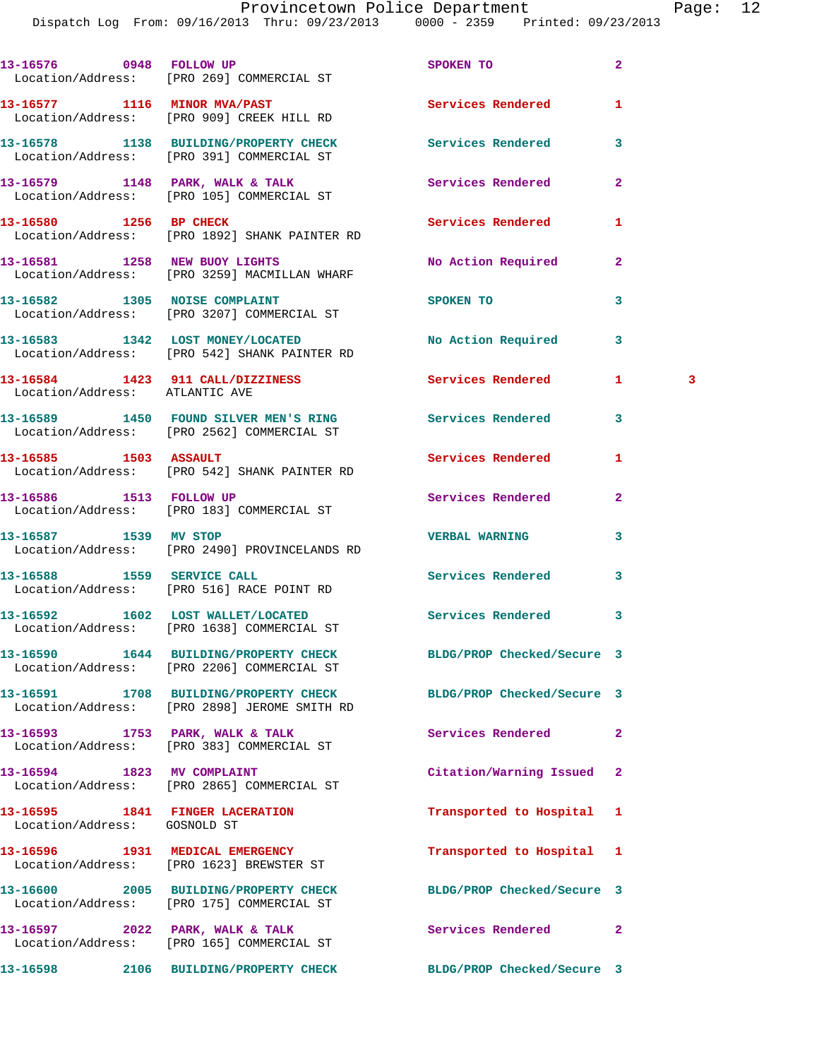13-16576 0948 FOLLOW UP SPOKEN TO 2
Location/Address: [PRO 269] COMMERCIAL ST

13-16577 1116 MINOR MVA/PAST Services Rendered 1
Location/Address: [PRO 909] CREEK HILL RD

13-16578 1138 BUILDING/PROPERTY CHECK Services Rendered 3
Location/Address: [PRO 391] COMMERCIAL ST

13-16579 1148 PARK, WALK & TALK Services Rendered 2
Location/Address: [PRO 105] COMMERCIAL ST

13-16580 1256 BP CHECK Services Rendered 1
Location/Address: [PRO 1892] SHANK PAINTER RD

13-16581 1258 NEW BUOY LIGHTS No Action Required 2
Location/Address: [PRO 3259] MACMILLAN WHARF

13-16582 1305 NOISE COMPLAINT SPOKEN TO 3
Location/Address: [PRO 3207] COMMERCIAL ST

13-16583 1342 LOST MONEY/LOCATED No Action Required 3
Location/Address: [PRO 542] SHANK PAINTER RD

13-16584 1423 911 CALL/DIZZINESS Services Rendered 1 3
Location/Address: ATLANTIC AVE

13-16589 1450 FOUND SILVER MEN'S RING Services Rendered 3
Location/Address: [PRO 2562] COMMERCIAL ST

13-16585 1503 ASSAULT Services Rendered 1
Location/Address: [PRO 542] SHANK PAINTER RD

13-16586 1513 FOLLOW UP Services Rendered 2
Location/Address: [PRO 183] COMMERCIAL ST

13-16587 1539 MV STOP VERBAL WARNING 3
Location/Address: [PRO 2490] PROVINCELANDS RD

13-16588 1559 SERVICE CALL Services Rendered 3
Location/Address: [PRO 516] RACE POINT RD

13-16592 1602 LOST WALLET/LOCATED Services Rendered 3
Location/Address: [PRO 1638] COMMERCIAL ST

13-16590 1644 BUILDING/PROPERTY CHECK BLDG/PROP Checked/Secure 3
Location/Address: [PRO 2206] COMMERCIAL ST

13-16591 1708 BUILDING/PROPERTY CHECK BLDG/PROP Checked/Secure 3
Location/Address: [PRO 2898] JEROME SMITH RD

13-16593 1753 PARK, WALK & TALK Services Rendered 2
Location/Address: [PRO 383] COMMERCIAL ST

13-16594 1823 MV COMPLAINT Citation/Warning Issued 2
Location/Address: [PRO 2865] COMMERCIAL ST

13-16595 1841 FINGER LACERATION Transported to Hospital 1
Location/Address: GOSNOLD ST

13-16596 1931 MEDICAL EMERGENCY Transported to Hospital 1
Location/Address: [PRO 1623] BREWSTER ST

13-16600 2005 BUILDING/PROPERTY CHECK BLDG/PROP Checked/Secure 3
Location/Address: [PRO 175] COMMERCIAL ST

13-16597 2022 PARK, WALK & TALK Services Rendered 2
Location/Address: [PRO 165] COMMERCIAL ST

13-16598 2106 BUILDING/PROPERTY CHECK BLDG/PROP Checked/Secure 3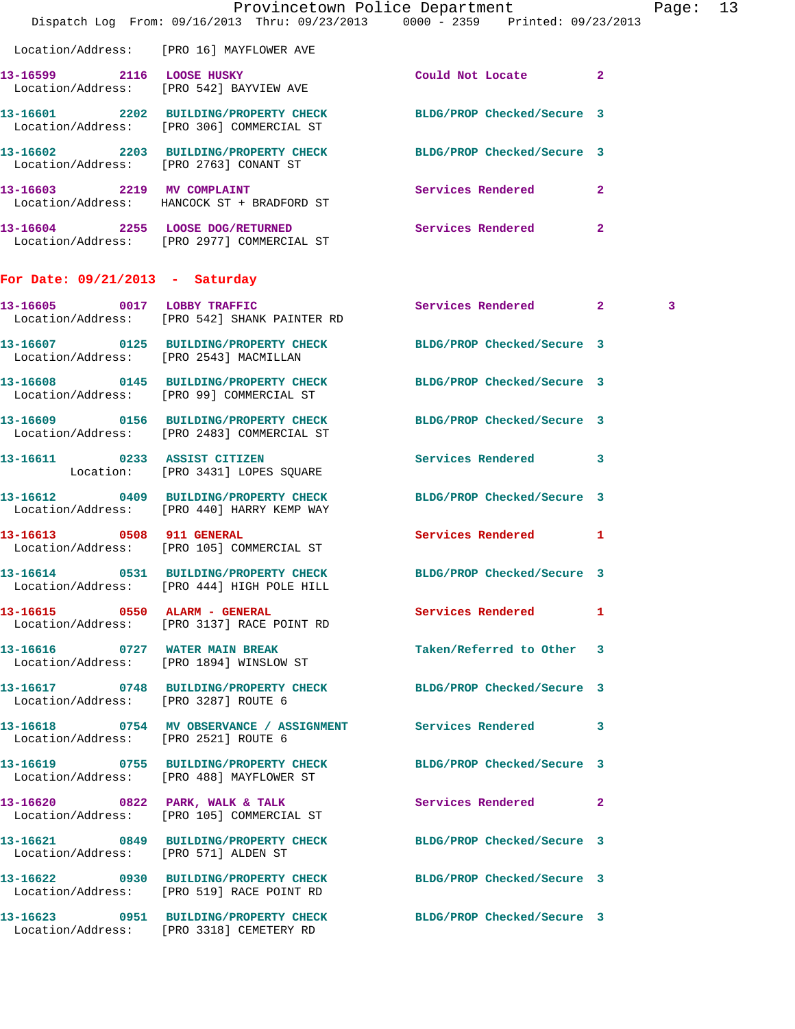Location/Address: [PRO 16] MAYFLOWER AVE

**13-16599** 2116 **LOOSE HUSKY** Could Not Locate 2
Location/Address: [PRO 542] BAYVIEW AVE

**13-16601** 2202 **BUILDING/PROPERTY CHECK** BLDG/PROP Checked/Secure 3
Location/Address: [PRO 306] COMMERCIAL ST

**13-16602** 2203 **BUILDING/PROPERTY CHECK** BLDG/PROP Checked/Secure 3
Location/Address: [PRO 2763] CONANT ST

**13-16603** 2219 **MV COMPLAINT** Services Rendered 2
Location/Address: HANCOCK ST + BRADFORD ST

**13-16604** 2255 **LOOSE DOG/RETURNED** Services Rendered 2
Location/Address: [PRO 2977] COMMERCIAL ST

## For Date: 09/21/2013 - Saturday

**13-16605** 0017 **LOBBY TRAFFIC** Services Rendered 2 3
Location/Address: [PRO 542] SHANK PAINTER RD

**13-16607** 0125 **BUILDING/PROPERTY CHECK** BLDG/PROP Checked/Secure 3
Location/Address: [PRO 2543] MACMILLAN

**13-16608** 0145 **BUILDING/PROPERTY CHECK** BLDG/PROP Checked/Secure 3
Location/Address: [PRO 99] COMMERCIAL ST

**13-16609** 0156 **BUILDING/PROPERTY CHECK** BLDG/PROP Checked/Secure 3
Location/Address: [PRO 2483] COMMERCIAL ST

**13-16611** 0233 **ASSIST CITIZEN** Services Rendered 3
Location: [PRO 3431] LOPES SQUARE

**13-16612** 0409 **BUILDING/PROPERTY CHECK** BLDG/PROP Checked/Secure 3
Location/Address: [PRO 440] HARRY KEMP WAY

**13-16613** 0508 **911 GENERAL** Services Rendered 1
Location/Address: [PRO 105] COMMERCIAL ST

**13-16614** 0531 **BUILDING/PROPERTY CHECK** BLDG/PROP Checked/Secure 3
Location/Address: [PRO 444] HIGH POLE HILL

**13-16615** 0550 **ALARM - GENERAL** Services Rendered 1
Location/Address: [PRO 3137] RACE POINT RD

**13-16616** 0727 **WATER MAIN BREAK** Taken/Referred to Other 3
Location/Address: [PRO 1894] WINSLOW ST

**13-16617** 0748 **BUILDING/PROPERTY CHECK** BLDG/PROP Checked/Secure 3
Location/Address: [PRO 3287] ROUTE 6

**13-16618** 0754 **MV OBSERVANCE / ASSIGNMENT** Services Rendered 3
Location/Address: [PRO 2521] ROUTE 6

**13-16619** 0755 **BUILDING/PROPERTY CHECK** BLDG/PROP Checked/Secure 3
Location/Address: [PRO 488] MAYFLOWER ST

**13-16620** 0822 **PARK, WALK & TALK** Services Rendered 2
Location/Address: [PRO 105] COMMERCIAL ST

**13-16621** 0849 **BUILDING/PROPERTY CHECK** BLDG/PROP Checked/Secure 3
Location/Address: [PRO 571] ALDEN ST

**13-16622** 0930 **BUILDING/PROPERTY CHECK** BLDG/PROP Checked/Secure 3
Location/Address: [PRO 519] RACE POINT RD

**13-16623** 0951 **BUILDING/PROPERTY CHECK** BLDG/PROP Checked/Secure 3
Location/Address: [PRO 3318] CEMETERY RD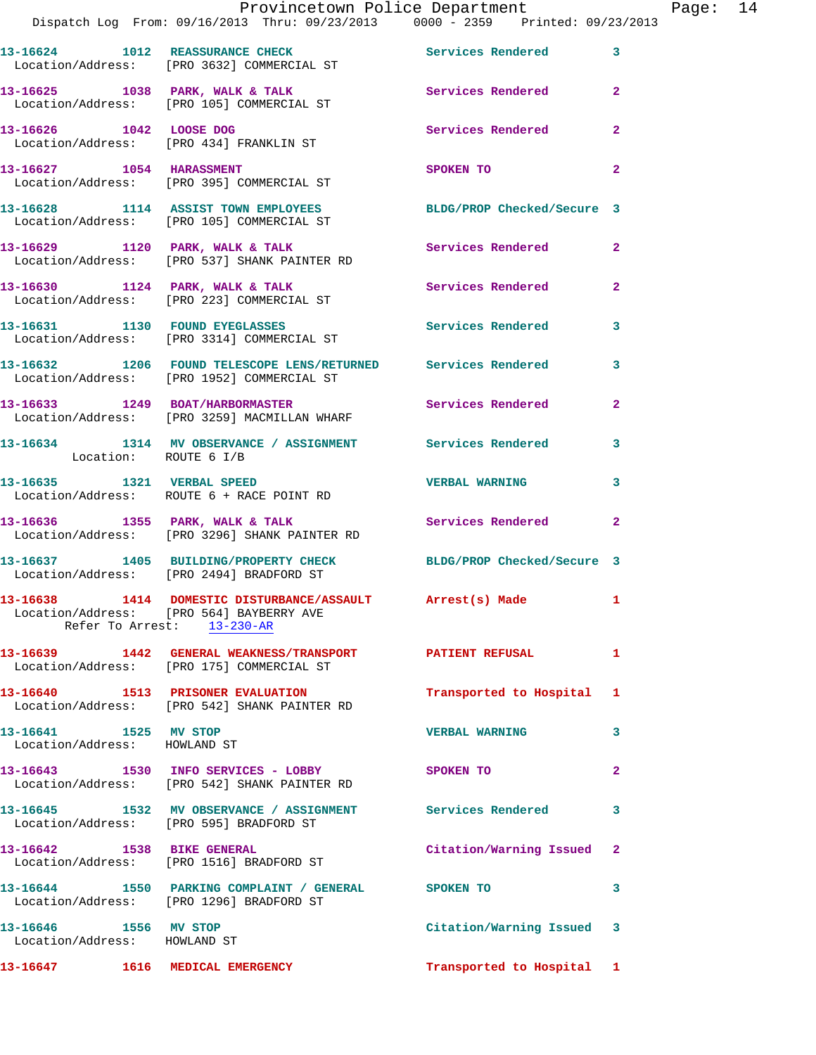| | | | | |
|---|---|---|---|---|
| 13-16624 | 1012 | REASSURANCE CHECK | Services Rendered | 3 |
| Location/Address: [PRO 3632] COMMERCIAL ST | | | | |
| 13-16625 | 1038 | PARK, WALK & TALK | Services Rendered | 2 |
| Location/Address: [PRO 105] COMMERCIAL ST | | | | |
| 13-16626 | 1042 | LOOSE DOG | Services Rendered | 2 |
| Location/Address: [PRO 434] FRANKLIN ST | | | | |
| 13-16627 | 1054 | HARASSMENT | SPOKEN TO | 2 |
| Location/Address: [PRO 395] COMMERCIAL ST | | | | |
| 13-16628 | 1114 | ASSIST TOWN EMPLOYEES | BLDG/PROP Checked/Secure | 3 |
| Location/Address: [PRO 105] COMMERCIAL ST | | | | |
| 13-16629 | 1120 | PARK, WALK & TALK | Services Rendered | 2 |
| Location/Address: [PRO 537] SHANK PAINTER RD | | | | |
| 13-16630 | 1124 | PARK, WALK & TALK | Services Rendered | 2 |
| Location/Address: [PRO 223] COMMERCIAL ST | | | | |
| 13-16631 | 1130 | FOUND EYEGLASSES | Services Rendered | 3 |
| Location/Address: [PRO 3314] COMMERCIAL ST | | | | |
| 13-16632 | 1206 | FOUND TELESCOPE LENS/RETURNED | Services Rendered | 3 |
| Location/Address: [PRO 1952] COMMERCIAL ST | | | | |
| 13-16633 | 1249 | BOAT/HARBORMASTER | Services Rendered | 2 |
| Location/Address: [PRO 3259] MACMILLAN WHARF | | | | |
| 13-16634 | 1314 | MV OBSERVANCE / ASSIGNMENT | Services Rendered | 3 |
| Location: ROUTE 6 I/B | | | | |
| 13-16635 | 1321 | VERBAL SPEED | VERBAL WARNING | 3 |
| Location/Address: ROUTE 6 + RACE POINT RD | | | | |
| 13-16636 | 1355 | PARK, WALK & TALK | Services Rendered | 2 |
| Location/Address: [PRO 3296] SHANK PAINTER RD | | | | |
| 13-16637 | 1405 | BUILDING/PROPERTY CHECK | BLDG/PROP Checked/Secure | 3 |
| Location/Address: [PRO 2494] BRADFORD ST | | | | |
| 13-16638 | 1414 | DOMESTIC DISTURBANCE/ASSAULT | Arrest(s) Made | 1 |
| Location/Address: [PRO 564] BAYBERRY AVE; Refer To Arrest: 13-230-AR | | | | |
| 13-16639 | 1442 | GENERAL WEAKNESS/TRANSPORT | PATIENT REFUSAL | 1 |
| Location/Address: [PRO 175] COMMERCIAL ST | | | | |
| 13-16640 | 1513 | PRISONER EVALUATION | Transported to Hospital | 1 |
| Location/Address: [PRO 542] SHANK PAINTER RD | | | | |
| 13-16641 | 1525 | MV STOP | VERBAL WARNING | 3 |
| Location/Address: HOWLAND ST | | | | |
| 13-16643 | 1530 | INFO SERVICES - LOBBY | SPOKEN TO | 2 |
| Location/Address: [PRO 542] SHANK PAINTER RD | | | | |
| 13-16645 | 1532 | MV OBSERVANCE / ASSIGNMENT | Services Rendered | 3 |
| Location/Address: [PRO 595] BRADFORD ST | | | | |
| 13-16642 | 1538 | BIKE GENERAL | Citation/Warning Issued | 2 |
| Location/Address: [PRO 1516] BRADFORD ST | | | | |
| 13-16644 | 1550 | PARKING COMPLAINT / GENERAL | SPOKEN TO | 3 |
| Location/Address: [PRO 1296] BRADFORD ST | | | | |
| 13-16646 | 1556 | MV STOP | Citation/Warning Issued | 3 |
| Location/Address: HOWLAND ST | | | | |
| 13-16647 | 1616 | MEDICAL EMERGENCY | Transported to Hospital | 1 |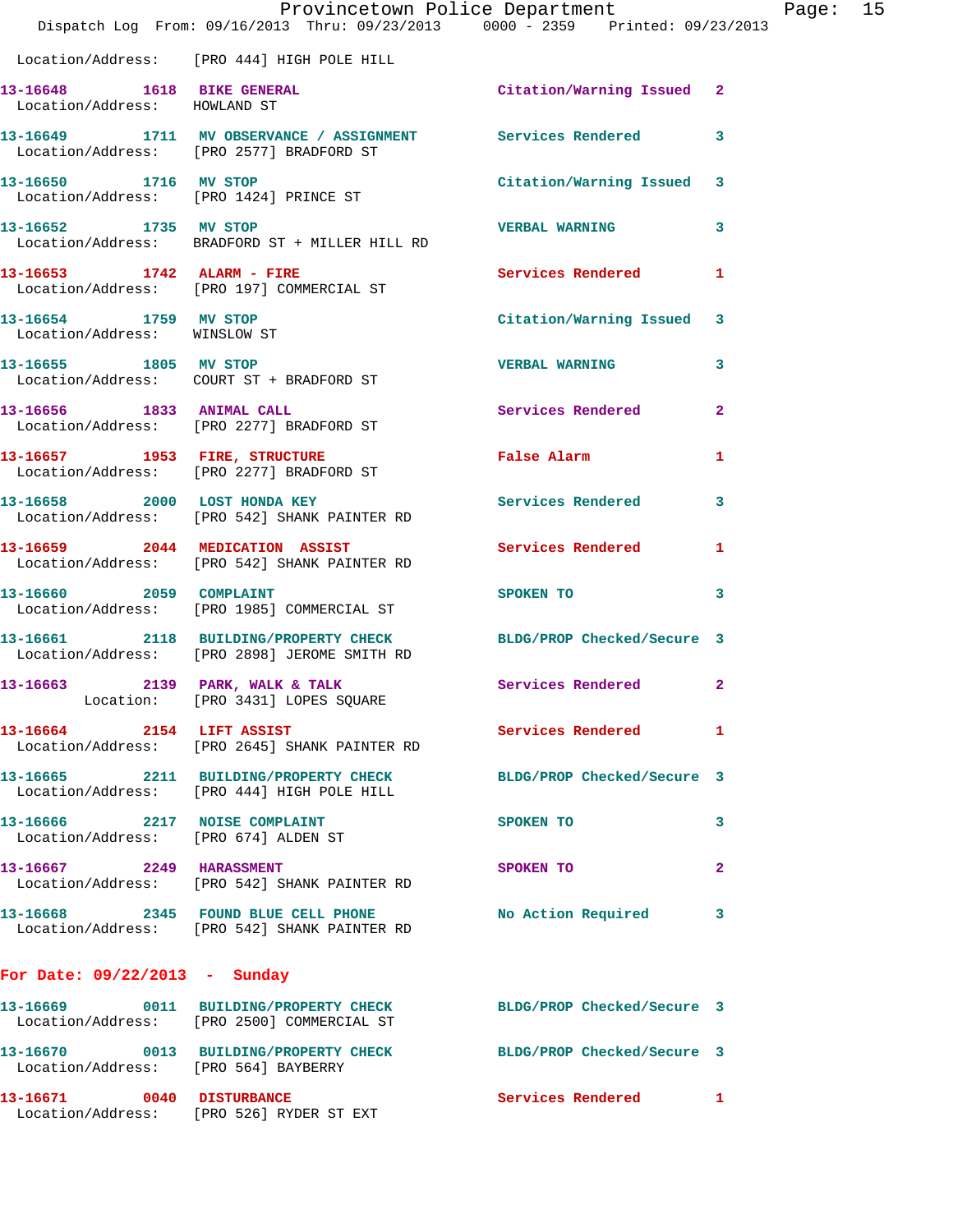Location/Address: [PRO 444] HIGH POLE HILL

13-16648 1618 BIKE GENERAL Citation/Warning Issued 2
Location/Address: HOWLAND ST

13-16649 1711 MV OBSERVANCE / ASSIGNMENT Services Rendered 3
Location/Address: [PRO 2577] BRADFORD ST

13-16650 1716 MV STOP Citation/Warning Issued 3
Location/Address: [PRO 1424] PRINCE ST

13-16652 1735 MV STOP VERBAL WARNING 3
Location/Address: BRADFORD ST + MILLER HILL RD

13-16653 1742 ALARM - FIRE Services Rendered 1
Location/Address: [PRO 197] COMMERCIAL ST

13-16654 1759 MV STOP Citation/Warning Issued 3
Location/Address: WINSLOW ST

13-16655 1805 MV STOP VERBAL WARNING 3
Location/Address: COURT ST + BRADFORD ST

13-16656 1833 ANIMAL CALL Services Rendered 2
Location/Address: [PRO 2277] BRADFORD ST

13-16657 1953 FIRE, STRUCTURE False Alarm 1
Location/Address: [PRO 2277] BRADFORD ST

13-16658 2000 LOST HONDA KEY Services Rendered 3
Location/Address: [PRO 542] SHANK PAINTER RD

13-16659 2044 MEDICATION ASSIST Services Rendered 1
Location/Address: [PRO 542] SHANK PAINTER RD

13-16660 2059 COMPLAINT SPOKEN TO 3
Location/Address: [PRO 1985] COMMERCIAL ST

13-16661 2118 BUILDING/PROPERTY CHECK BLDG/PROP Checked/Secure 3
Location/Address: [PRO 2898] JEROME SMITH RD

13-16663 2139 PARK, WALK & TALK Services Rendered 2
Location: [PRO 3431] LOPES SQUARE

13-16664 2154 LIFT ASSIST Services Rendered 1
Location/Address: [PRO 2645] SHANK PAINTER RD

13-16665 2211 BUILDING/PROPERTY CHECK BLDG/PROP Checked/Secure 3
Location/Address: [PRO 444] HIGH POLE HILL

13-16666 2217 NOISE COMPLAINT SPOKEN TO 3
Location/Address: [PRO 674] ALDEN ST

13-16667 2249 HARASSMENT SPOKEN TO 2
Location/Address: [PRO 542] SHANK PAINTER RD

13-16668 2345 FOUND BLUE CELL PHONE No Action Required 3
Location/Address: [PRO 542] SHANK PAINTER RD

**For Date: 09/22/2013 - Sunday**

13-16669 0011 BUILDING/PROPERTY CHECK BLDG/PROP Checked/Secure 3
Location/Address: [PRO 2500] COMMERCIAL ST

13-16670 0013 BUILDING/PROPERTY CHECK BLDG/PROP Checked/Secure 3
Location/Address: [PRO 564] BAYBERRY

13-16671 0040 DISTURBANCE Services Rendered 1
Location/Address: [PRO 526] RYDER ST EXT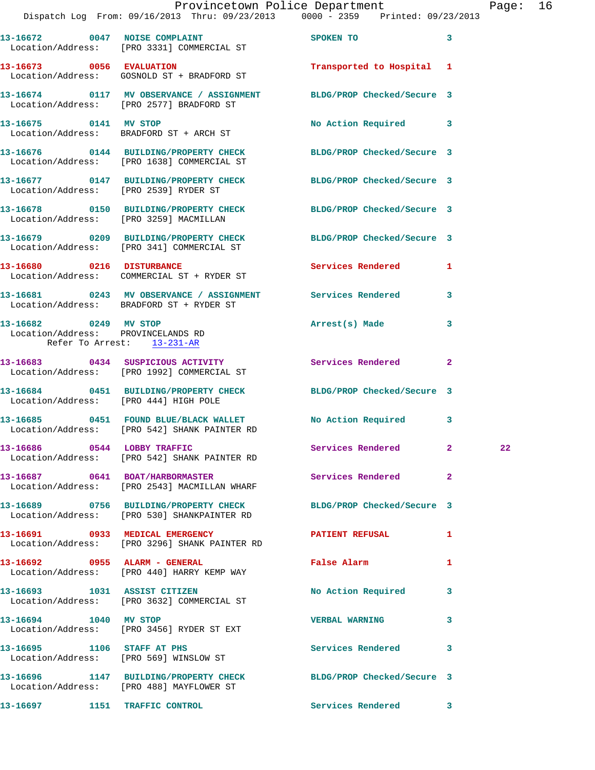13-16672 0047 NOISE COMPLAINT SPOKEN TO 3
Location/Address: [PRO 3331] COMMERCIAL ST

13-16673 0056 EVALUATION Transported to Hospital 1
Location/Address: GOSNOLD ST + BRADFORD ST

13-16674 0117 MV OBSERVANCE / ASSIGNMENT BLDG/PROP Checked/Secure 3
Location/Address: [PRO 2577] BRADFORD ST

13-16675 0141 MV STOP No Action Required 3
Location/Address: BRADFORD ST + ARCH ST

13-16676 0144 BUILDING/PROPERTY CHECK BLDG/PROP Checked/Secure 3
Location/Address: [PRO 1638] COMMERCIAL ST

13-16677 0147 BUILDING/PROPERTY CHECK BLDG/PROP Checked/Secure 3
Location/Address: [PRO 2539] RYDER ST

13-16678 0150 BUILDING/PROPERTY CHECK BLDG/PROP Checked/Secure 3
Location/Address: [PRO 3259] MACMILLAN

13-16679 0209 BUILDING/PROPERTY CHECK BLDG/PROP Checked/Secure 3
Location/Address: [PRO 341] COMMERCIAL ST

13-16680 0216 DISTURBANCE Services Rendered 1
Location/Address: COMMERCIAL ST + RYDER ST

13-16681 0243 MV OBSERVANCE / ASSIGNMENT Services Rendered 3
Location/Address: BRADFORD ST + RYDER ST

13-16682 0249 MV STOP Arrest(s) Made 3
Location/Address: PROVINCELANDS RD
Refer To Arrest: 13-231-AR

13-16683 0434 SUSPICIOUS ACTIVITY Services Rendered 2
Location/Address: [PRO 1992] COMMERCIAL ST

13-16684 0451 BUILDING/PROPERTY CHECK BLDG/PROP Checked/Secure 3
Location/Address: [PRO 444] HIGH POLE

13-16685 0451 FOUND BLUE/BLACK WALLET No Action Required 3
Location/Address: [PRO 542] SHANK PAINTER RD

13-16686 0544 LOBBY TRAFFIC Services Rendered 2 22
Location/Address: [PRO 542] SHANK PAINTER RD

13-16687 0641 BOAT/HARBORMASTER Services Rendered 2
Location/Address: [PRO 2543] MACMILLAN WHARF

13-16689 0756 BUILDING/PROPERTY CHECK BLDG/PROP Checked/Secure 3
Location/Address: [PRO 530] SHANKPAINTER RD

13-16691 0933 MEDICAL EMERGENCY PATIENT REFUSAL 1
Location/Address: [PRO 3296] SHANK PAINTER RD

13-16692 0955 ALARM - GENERAL False Alarm 1
Location/Address: [PRO 440] HARRY KEMP WAY

13-16693 1031 ASSIST CITIZEN No Action Required 3
Location/Address: [PRO 3632] COMMERCIAL ST

13-16694 1040 MV STOP VERBAL WARNING 3
Location/Address: [PRO 3456] RYDER ST EXT

13-16695 1106 STAFF AT PHS Services Rendered 3
Location/Address: [PRO 569] WINSLOW ST

13-16696 1147 BUILDING/PROPERTY CHECK BLDG/PROP Checked/Secure 3
Location/Address: [PRO 488] MAYFLOWER ST

13-16697 1151 TRAFFIC CONTROL Services Rendered 3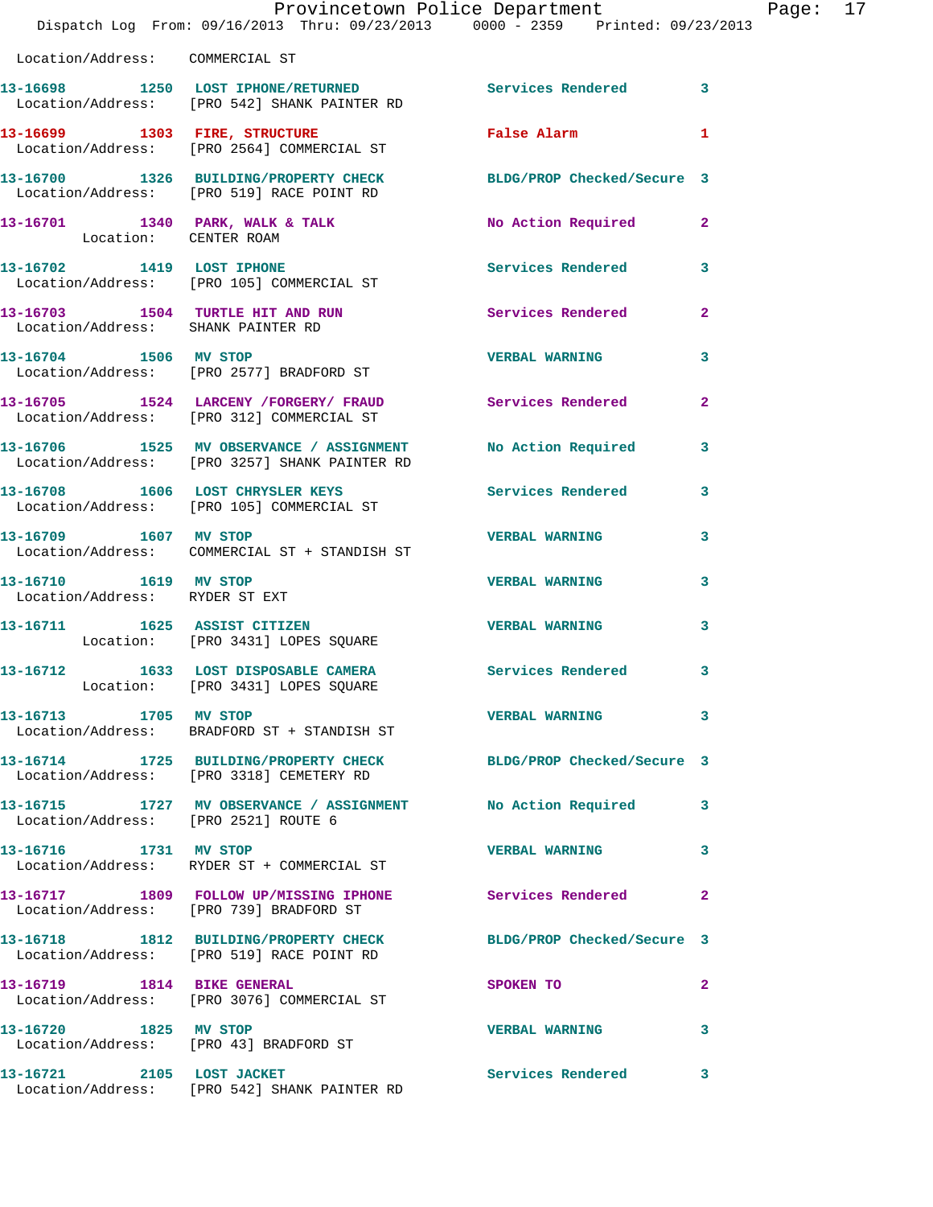Location/Address: COMMERCIAL ST

| | | | | |
|---|---|---|---|---|
| 13-16698 | 1250 | LOST IPHONE/RETURNED | Services Rendered | 3 |
| Location/Address: | [PRO 542] SHANK PAINTER RD | | | |
| 13-16699 | 1303 | FIRE, STRUCTURE | False Alarm | 1 |
| Location/Address: | [PRO 2564] COMMERCIAL ST | | | |
| 13-16700 | 1326 | BUILDING/PROPERTY CHECK | BLDG/PROP Checked/Secure | 3 |
| Location/Address: | [PRO 519] RACE POINT RD | | | |
| 13-16701 | 1340 | PARK, WALK & TALK | No Action Required | 2 |
| Location: | CENTER ROAM | | | |
| 13-16702 | 1419 | LOST IPHONE | Services Rendered | 3 |
| Location/Address: | [PRO 105] COMMERCIAL ST | | | |
| 13-16703 | 1504 | TURTLE HIT AND RUN | Services Rendered | 2 |
| Location/Address: | SHANK PAINTER RD | | | |
| 13-16704 | 1506 | MV STOP | VERBAL WARNING | 3 |
| Location/Address: | [PRO 2577] BRADFORD ST | | | |
| 13-16705 | 1524 | LARCENY /FORGERY/ FRAUD | Services Rendered | 2 |
| Location/Address: | [PRO 312] COMMERCIAL ST | | | |
| 13-16706 | 1525 | MV OBSERVANCE / ASSIGNMENT | No Action Required | 3 |
| Location/Address: | [PRO 3257] SHANK PAINTER RD | | | |
| 13-16708 | 1606 | LOST CHRYSLER KEYS | Services Rendered | 3 |
| Location/Address: | [PRO 105] COMMERCIAL ST | | | |
| 13-16709 | 1607 | MV STOP | VERBAL WARNING | 3 |
| Location/Address: | COMMERCIAL ST + STANDISH ST | | | |
| 13-16710 | 1619 | MV STOP | VERBAL WARNING | 3 |
| Location/Address: | RYDER ST EXT | | | |
| 13-16711 | 1625 | ASSIST CITIZEN | VERBAL WARNING | 3 |
| Location: | [PRO 3431] LOPES SQUARE | | | |
| 13-16712 | 1633 | LOST DISPOSABLE CAMERA | Services Rendered | 3 |
| Location: | [PRO 3431] LOPES SQUARE | | | |
| 13-16713 | 1705 | MV STOP | VERBAL WARNING | 3 |
| Location/Address: | BRADFORD ST + STANDISH ST | | | |
| 13-16714 | 1725 | BUILDING/PROPERTY CHECK | BLDG/PROP Checked/Secure | 3 |
| Location/Address: | [PRO 3318] CEMETERY RD | | | |
| 13-16715 | 1727 | MV OBSERVANCE / ASSIGNMENT | No Action Required | 3 |
| Location/Address: | [PRO 2521] ROUTE 6 | | | |
| 13-16716 | 1731 | MV STOP | VERBAL WARNING | 3 |
| Location/Address: | RYDER ST + COMMERCIAL ST | | | |
| 13-16717 | 1809 | FOLLOW UP/MISSING IPHONE | Services Rendered | 2 |
| Location/Address: | [PRO 739] BRADFORD ST | | | |
| 13-16718 | 1812 | BUILDING/PROPERTY CHECK | BLDG/PROP Checked/Secure | 3 |
| Location/Address: | [PRO 519] RACE POINT RD | | | |
| 13-16719 | 1814 | BIKE GENERAL | SPOKEN TO | 2 |
| Location/Address: | [PRO 3076] COMMERCIAL ST | | | |
| 13-16720 | 1825 | MV STOP | VERBAL WARNING | 3 |
| Location/Address: | [PRO 43] BRADFORD ST | | | |
| 13-16721 | 2105 | LOST JACKET | Services Rendered | 3 |
| Location/Address: | [PRO 542] SHANK PAINTER RD | | | |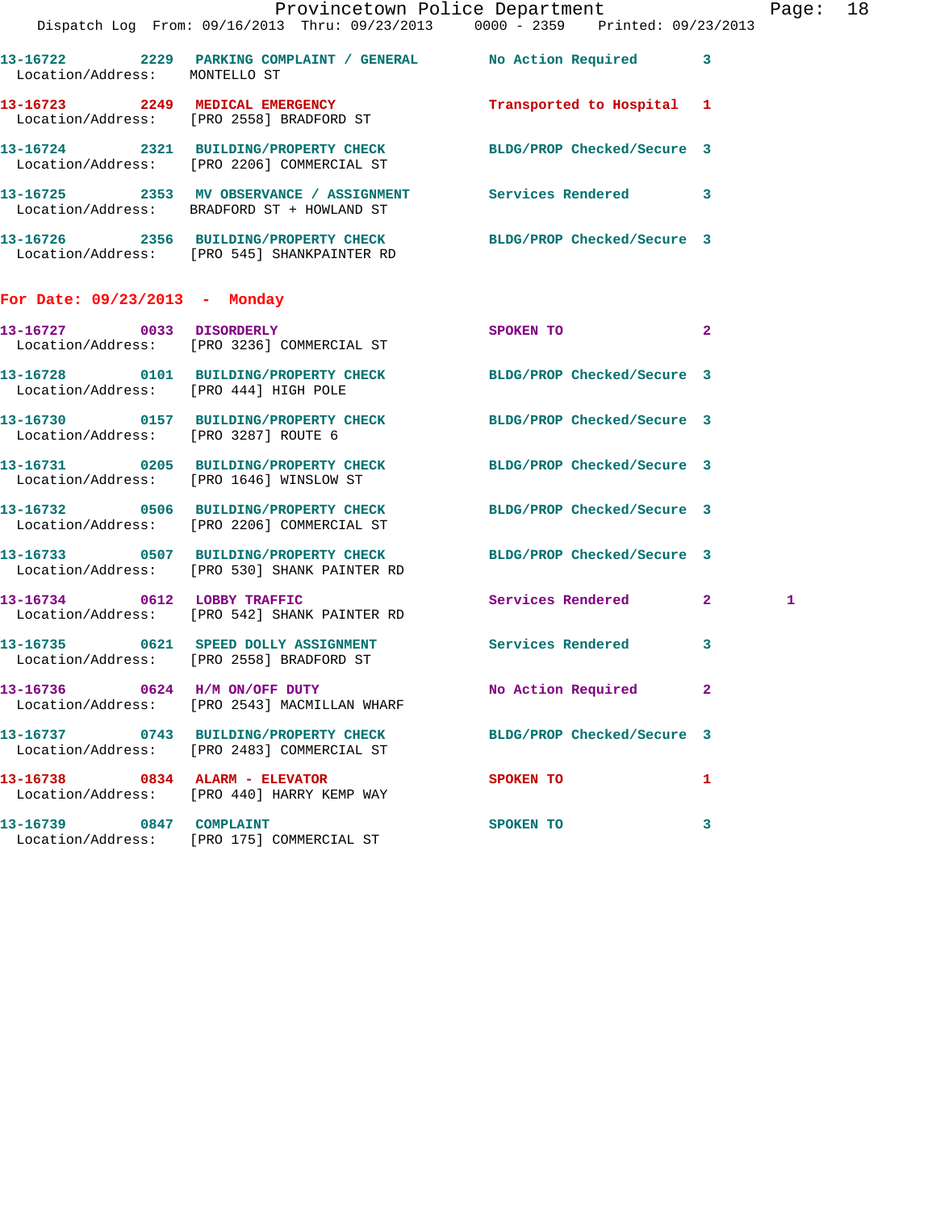13-16722 2229 PARKING COMPLAINT / GENERAL No Action Required 3
Location/Address: MONTELLO ST

13-16723 2249 MEDICAL EMERGENCY Transported to Hospital 1
Location/Address: [PRO 2558] BRADFORD ST

13-16724 2321 BUILDING/PROPERTY CHECK BLDG/PROP Checked/Secure 3
Location/Address: [PRO 2206] COMMERCIAL ST

13-16725 2353 MV OBSERVANCE / ASSIGNMENT Services Rendered 3
Location/Address: BRADFORD ST + HOWLAND ST

13-16726 2356 BUILDING/PROPERTY CHECK BLDG/PROP Checked/Secure 3
Location/Address: [PRO 545] SHANKPAINTER RD

## For Date: 09/23/2013 - Monday

13-16727 0033 DISORDERLY SPOKEN TO 2
Location/Address: [PRO 3236] COMMERCIAL ST

13-16728 0101 BUILDING/PROPERTY CHECK BLDG/PROP Checked/Secure 3
Location/Address: [PRO 444] HIGH POLE

13-16730 0157 BUILDING/PROPERTY CHECK BLDG/PROP Checked/Secure 3
Location/Address: [PRO 3287] ROUTE 6

13-16731 0205 BUILDING/PROPERTY CHECK BLDG/PROP Checked/Secure 3
Location/Address: [PRO 1646] WINSLOW ST

13-16732 0506 BUILDING/PROPERTY CHECK BLDG/PROP Checked/Secure 3
Location/Address: [PRO 2206] COMMERCIAL ST

13-16733 0507 BUILDING/PROPERTY CHECK BLDG/PROP Checked/Secure 3
Location/Address: [PRO 530] SHANK PAINTER RD

13-16734 0612 LOBBY TRAFFIC Services Rendered 2 1
Location/Address: [PRO 542] SHANK PAINTER RD

13-16735 0621 SPEED DOLLY ASSIGNMENT Services Rendered 3
Location/Address: [PRO 2558] BRADFORD ST

13-16736 0624 H/M ON/OFF DUTY No Action Required 2
Location/Address: [PRO 2543] MACMILLAN WHARF

13-16737 0743 BUILDING/PROPERTY CHECK BLDG/PROP Checked/Secure 3
Location/Address: [PRO 2483] COMMERCIAL ST

13-16738 0834 ALARM - ELEVATOR SPOKEN TO 1
Location/Address: [PRO 440] HARRY KEMP WAY

13-16739 0847 COMPLAINT SPOKEN TO 3
Location/Address: [PRO 175] COMMERCIAL ST